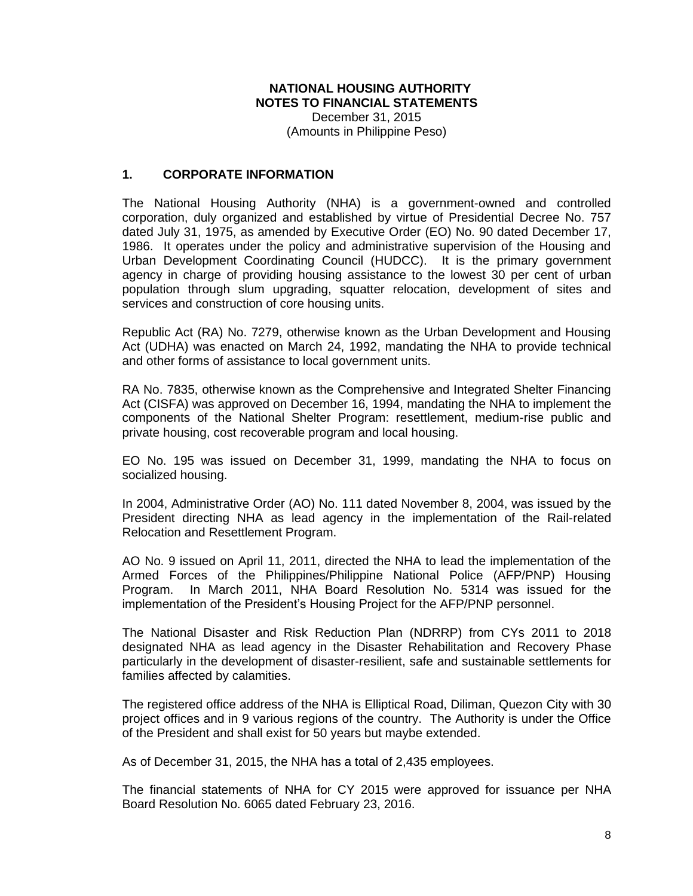# NATIONAL HOUSING AUTHORITY
## NOTES TO FINANCIAL STATEMENTS

December 31, 2015
(Amounts in Philippine Peso)

## 1. CORPORATE INFORMATION

The National Housing Authority (NHA) is a government-owned and controlled corporation, duly organized and established by virtue of Presidential Decree No. 757 dated July 31, 1975, as amended by Executive Order (EO) No. 90 dated December 17, 1986. It operates under the policy and administrative supervision of the Housing and Urban Development Coordinating Council (HUDCC). It is the primary government agency in charge of providing housing assistance to the lowest 30 per cent of urban population through slum upgrading, squatter relocation, development of sites and services and construction of core housing units.

Republic Act (RA) No. 7279, otherwise known as the Urban Development and Housing Act (UDHA) was enacted on March 24, 1992, mandating the NHA to provide technical and other forms of assistance to local government units.

RA No. 7835, otherwise known as the Comprehensive and Integrated Shelter Financing Act (CISFA) was approved on December 16, 1994, mandating the NHA to implement the components of the National Shelter Program: resettlement, medium-rise public and private housing, cost recoverable program and local housing.

EO No. 195 was issued on December 31, 1999, mandating the NHA to focus on socialized housing.

In 2004, Administrative Order (AO) No. 111 dated November 8, 2004, was issued by the President directing NHA as lead agency in the implementation of the Rail-related Relocation and Resettlement Program.

AO No. 9 issued on April 11, 2011, directed the NHA to lead the implementation of the Armed Forces of the Philippines/Philippine National Police (AFP/PNP) Housing Program. In March 2011, NHA Board Resolution No. 5314 was issued for the implementation of the President's Housing Project for the AFP/PNP personnel.

The National Disaster and Risk Reduction Plan (NDRRP) from CYs 2011 to 2018 designated NHA as lead agency in the Disaster Rehabilitation and Recovery Phase particularly in the development of disaster-resilient, safe and sustainable settlements for families affected by calamities.

The registered office address of the NHA is Elliptical Road, Diliman, Quezon City with 30 project offices and in 9 various regions of the country. The Authority is under the Office of the President and shall exist for 50 years but maybe extended.

As of December 31, 2015, the NHA has a total of 2,435 employees.

The financial statements of NHA for CY 2015 were approved for issuance per NHA Board Resolution No. 6065 dated February 23, 2016.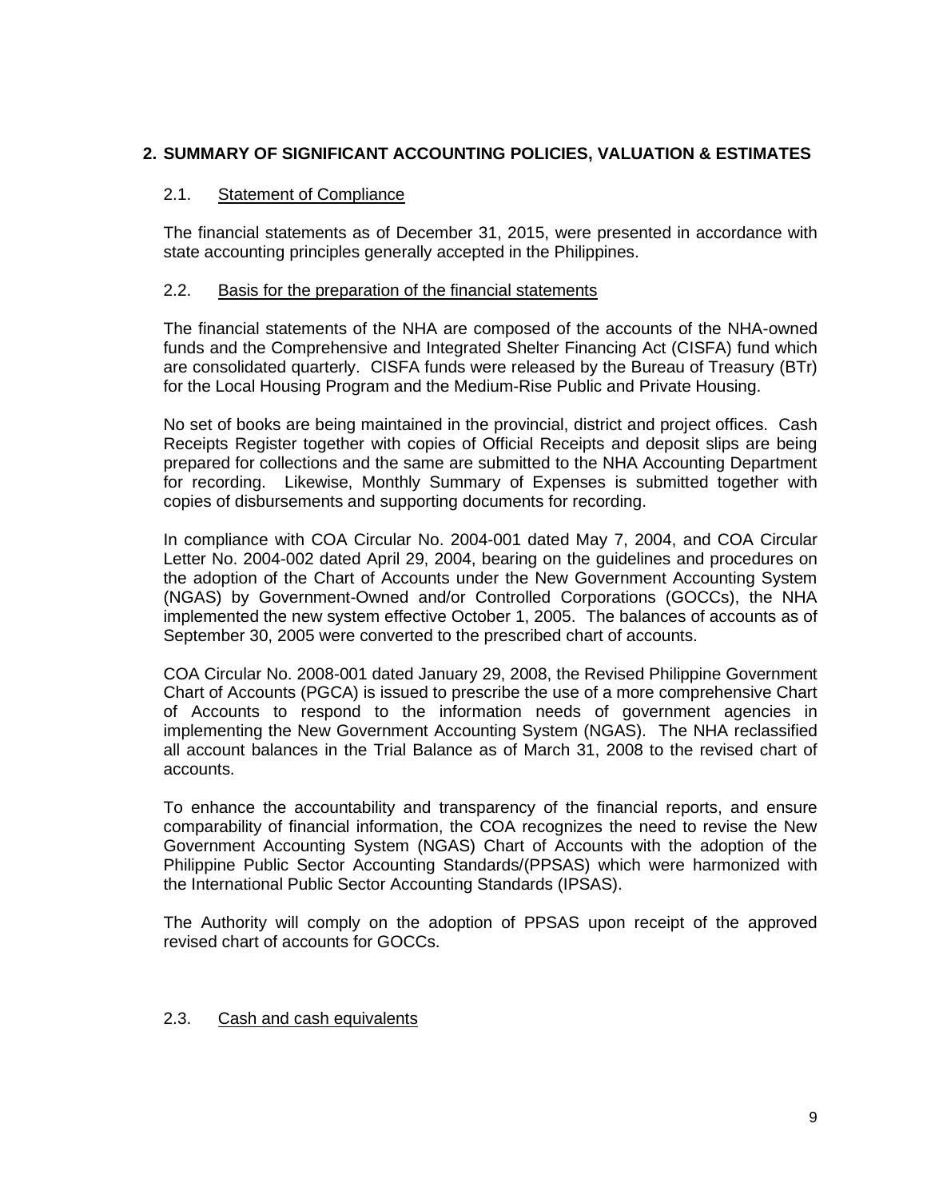## 2. SUMMARY OF SIGNIFICANT ACCOUNTING POLICIES, VALUATION & ESTIMATES

### 2.1. Statement of Compliance

The financial statements as of December 31, 2015, were presented in accordance with state accounting principles generally accepted in the Philippines.

### 2.2. Basis for the preparation of the financial statements

The financial statements of the NHA are composed of the accounts of the NHA-owned funds and the Comprehensive and Integrated Shelter Financing Act (CISFA) fund which are consolidated quarterly. CISFA funds were released by the Bureau of Treasury (BTr) for the Local Housing Program and the Medium-Rise Public and Private Housing.

No set of books are being maintained in the provincial, district and project offices. Cash Receipts Register together with copies of Official Receipts and deposit slips are being prepared for collections and the same are submitted to the NHA Accounting Department for recording. Likewise, Monthly Summary of Expenses is submitted together with copies of disbursements and supporting documents for recording.

In compliance with COA Circular No. 2004-001 dated May 7, 2004, and COA Circular Letter No. 2004-002 dated April 29, 2004, bearing on the guidelines and procedures on the adoption of the Chart of Accounts under the New Government Accounting System (NGAS) by Government-Owned and/or Controlled Corporations (GOCCs), the NHA implemented the new system effective October 1, 2005. The balances of accounts as of September 30, 2005 were converted to the prescribed chart of accounts.

COA Circular No. 2008-001 dated January 29, 2008, the Revised Philippine Government Chart of Accounts (PGCA) is issued to prescribe the use of a more comprehensive Chart of Accounts to respond to the information needs of government agencies in implementing the New Government Accounting System (NGAS). The NHA reclassified all account balances in the Trial Balance as of March 31, 2008 to the revised chart of accounts.

To enhance the accountability and transparency of the financial reports, and ensure comparability of financial information, the COA recognizes the need to revise the New Government Accounting System (NGAS) Chart of Accounts with the adoption of the Philippine Public Sector Accounting Standards/(PPSAS) which were harmonized with the International Public Sector Accounting Standards (IPSAS).

The Authority will comply on the adoption of PPSAS upon receipt of the approved revised chart of accounts for GOCCs.

### 2.3. Cash and cash equivalents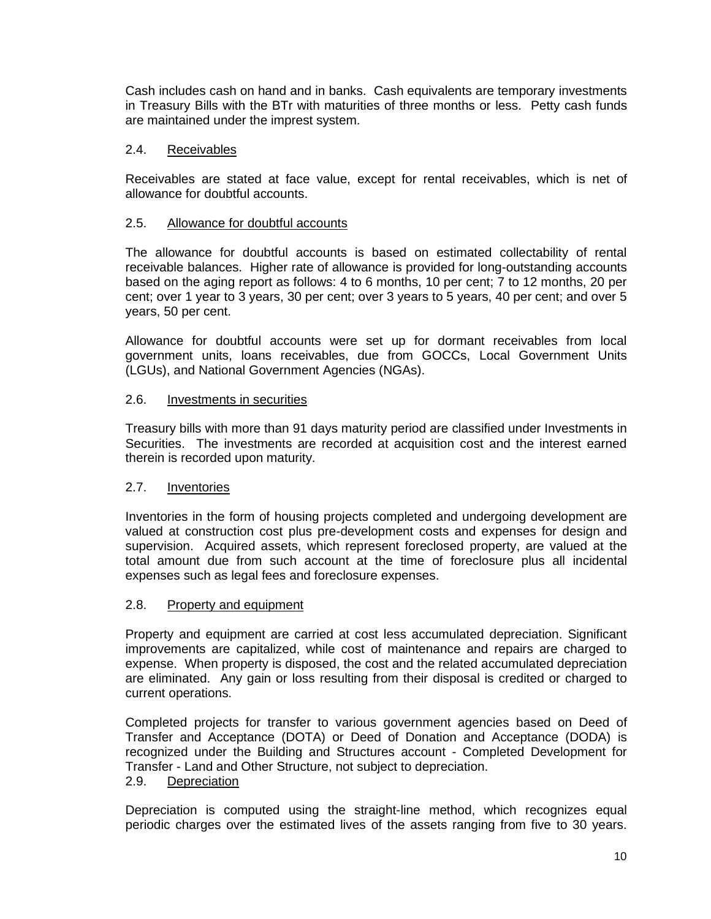Cash includes cash on hand and in banks. Cash equivalents are temporary investments in Treasury Bills with the BTr with maturities of three months or less. Petty cash funds are maintained under the imprest system.

### 2.4. Receivables

Receivables are stated at face value, except for rental receivables, which is net of allowance for doubtful accounts.

### 2.5. Allowance for doubtful accounts

The allowance for doubtful accounts is based on estimated collectability of rental receivable balances. Higher rate of allowance is provided for long-outstanding accounts based on the aging report as follows: 4 to 6 months, 10 per cent; 7 to 12 months, 20 per cent; over 1 year to 3 years, 30 per cent; over 3 years to 5 years, 40 per cent; and over 5 years, 50 per cent.

Allowance for doubtful accounts were set up for dormant receivables from local government units, loans receivables, due from GOCCs, Local Government Units (LGUs), and National Government Agencies (NGAs).

### 2.6. Investments in securities

Treasury bills with more than 91 days maturity period are classified under Investments in Securities. The investments are recorded at acquisition cost and the interest earned therein is recorded upon maturity.

### 2.7. Inventories

Inventories in the form of housing projects completed and undergoing development are valued at construction cost plus pre-development costs and expenses for design and supervision. Acquired assets, which represent foreclosed property, are valued at the total amount due from such account at the time of foreclosure plus all incidental expenses such as legal fees and foreclosure expenses.

### 2.8. Property and equipment

Property and equipment are carried at cost less accumulated depreciation. Significant improvements are capitalized, while cost of maintenance and repairs are charged to expense. When property is disposed, the cost and the related accumulated depreciation are eliminated. Any gain or loss resulting from their disposal is credited or charged to current operations.

Completed projects for transfer to various government agencies based on Deed of Transfer and Acceptance (DOTA) or Deed of Donation and Acceptance (DODA) is recognized under the Building and Structures account - Completed Development for Transfer - Land and Other Structure, not subject to depreciation.

### 2.9. Depreciation

Depreciation is computed using the straight-line method, which recognizes equal periodic charges over the estimated lives of the assets ranging from five to 30 years.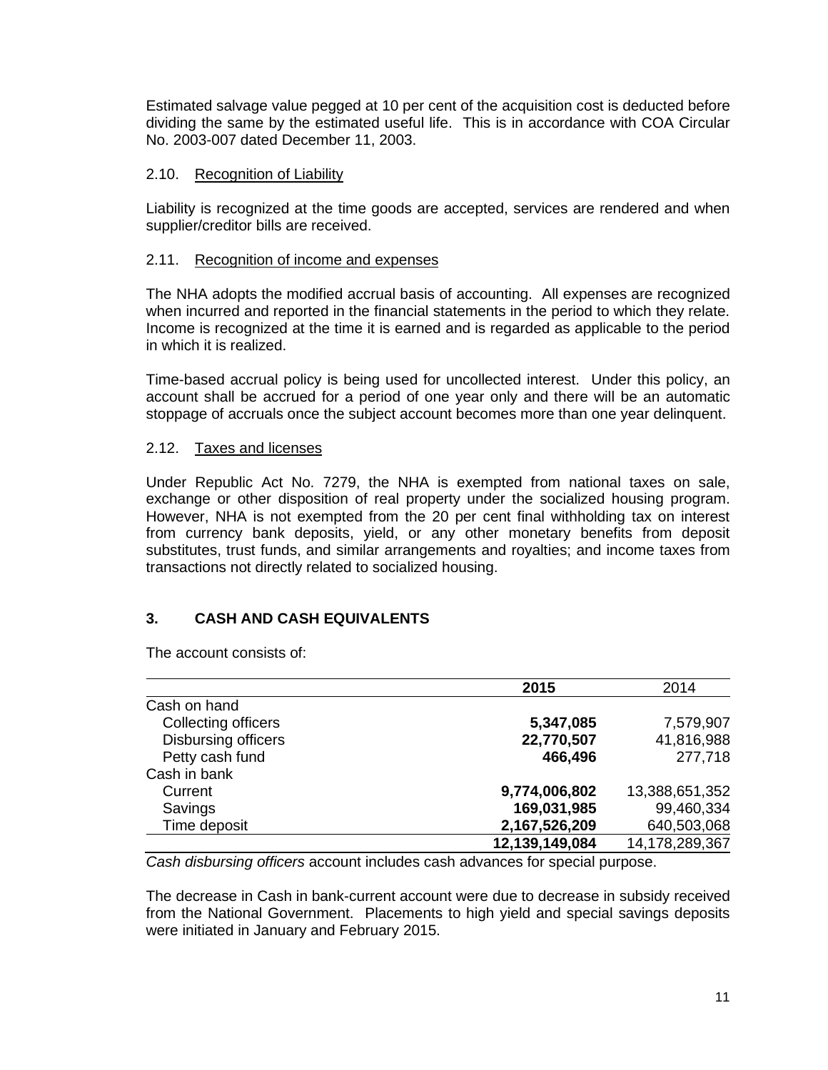Estimated salvage value pegged at 10 per cent of the acquisition cost is deducted before dividing the same by the estimated useful life. This is in accordance with COA Circular No. 2003-007 dated December 11, 2003.

### 2.10. Recognition of Liability

Liability is recognized at the time goods are accepted, services are rendered and when supplier/creditor bills are received.

### 2.11. Recognition of income and expenses

The NHA adopts the modified accrual basis of accounting. All expenses are recognized when incurred and reported in the financial statements in the period to which they relate. Income is recognized at the time it is earned and is regarded as applicable to the period in which it is realized.

Time-based accrual policy is being used for uncollected interest. Under this policy, an account shall be accrued for a period of one year only and there will be an automatic stoppage of accruals once the subject account becomes more than one year delinquent.

### 2.12. Taxes and licenses

Under Republic Act No. 7279, the NHA is exempted from national taxes on sale, exchange or other disposition of real property under the socialized housing program. However, NHA is not exempted from the 20 per cent final withholding tax on interest from currency bank deposits, yield, or any other monetary benefits from deposit substitutes, trust funds, and similar arrangements and royalties; and income taxes from transactions not directly related to socialized housing.

## 3. CASH AND CASH EQUIVALENTS

The account consists of:

| | **2015** | 2014 |
|---|---|---|
| Cash on hand | | |
| Collecting officers | **5,347,085** | 7,579,907 |
| Disbursing officers | **22,770,507** | 41,816,988 |
| Petty cash fund | **466,496** | 277,718 |
| Cash in bank | | |
| Current | **9,774,006,802** | 13,388,651,352 |
| Savings | **169,031,985** | 99,460,334 |
| Time deposit | **2,167,526,209** | 640,503,068 |
| | **12,139,149,084** | 14,178,289,367 |

*Cash disbursing officers* account includes cash advances for special purpose.

The decrease in Cash in bank-current account were due to decrease in subsidy received from the National Government. Placements to high yield and special savings deposits were initiated in January and February 2015.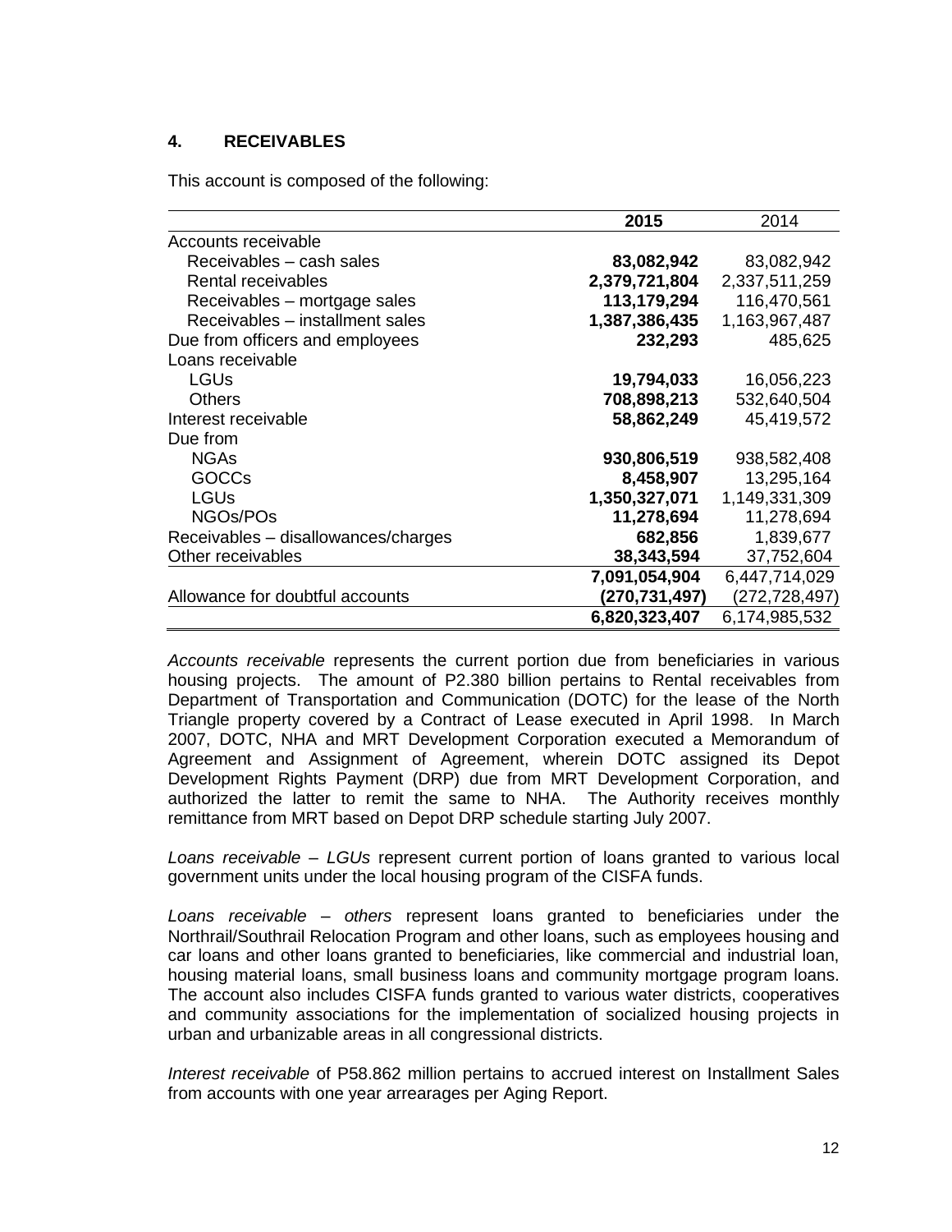## 4. RECEIVABLES

This account is composed of the following:

| | **2015** | 2014 |
|---|---|---|
| Accounts receivable | | |
| Receivables – cash sales | **83,082,942** | 83,082,942 |
| Rental receivables | **2,379,721,804** | 2,337,511,259 |
| Receivables – mortgage sales | **113,179,294** | 116,470,561 |
| Receivables – installment sales | **1,387,386,435** | 1,163,967,487 |
| Due from officers and employees | **232,293** | 485,625 |
| Loans receivable | | |
| LGUs | **19,794,033** | 16,056,223 |
| Others | **708,898,213** | 532,640,504 |
| Interest receivable | **58,862,249** | 45,419,572 |
| Due from | | |
| NGAs | **930,806,519** | 938,582,408 |
| GOCCs | **8,458,907** | 13,295,164 |
| LGUs | **1,350,327,071** | 1,149,331,309 |
| NGOs/POs | **11,278,694** | 11,278,694 |
| Receivables – disallowances/charges | **682,856** | 1,839,677 |
| Other receivables | **38,343,594** | 37,752,604 |
| | **7,091,054,904** | 6,447,714,029 |
| Allowance for doubtful accounts | **(270,731,497)** | (272,728,497) |
| | **6,820,323,407** | 6,174,985,532 |

*Accounts receivable* represents the current portion due from beneficiaries in various housing projects. The amount of P2.380 billion pertains to Rental receivables from Department of Transportation and Communication (DOTC) for the lease of the North Triangle property covered by a Contract of Lease executed in April 1998. In March 2007, DOTC, NHA and MRT Development Corporation executed a Memorandum of Agreement and Assignment of Agreement, wherein DOTC assigned its Depot Development Rights Payment (DRP) due from MRT Development Corporation, and authorized the latter to remit the same to NHA. The Authority receives monthly remittance from MRT based on Depot DRP schedule starting July 2007.

*Loans receivable – LGUs* represent current portion of loans granted to various local government units under the local housing program of the CISFA funds.

*Loans receivable – others* represent loans granted to beneficiaries under the Northrail/Southrail Relocation Program and other loans, such as employees housing and car loans and other loans granted to beneficiaries, like commercial and industrial loan, housing material loans, small business loans and community mortgage program loans. The account also includes CISFA funds granted to various water districts, cooperatives and community associations for the implementation of socialized housing projects in urban and urbanizable areas in all congressional districts.

*Interest receivable* of P58.862 million pertains to accrued interest on Installment Sales from accounts with one year arrearages per Aging Report.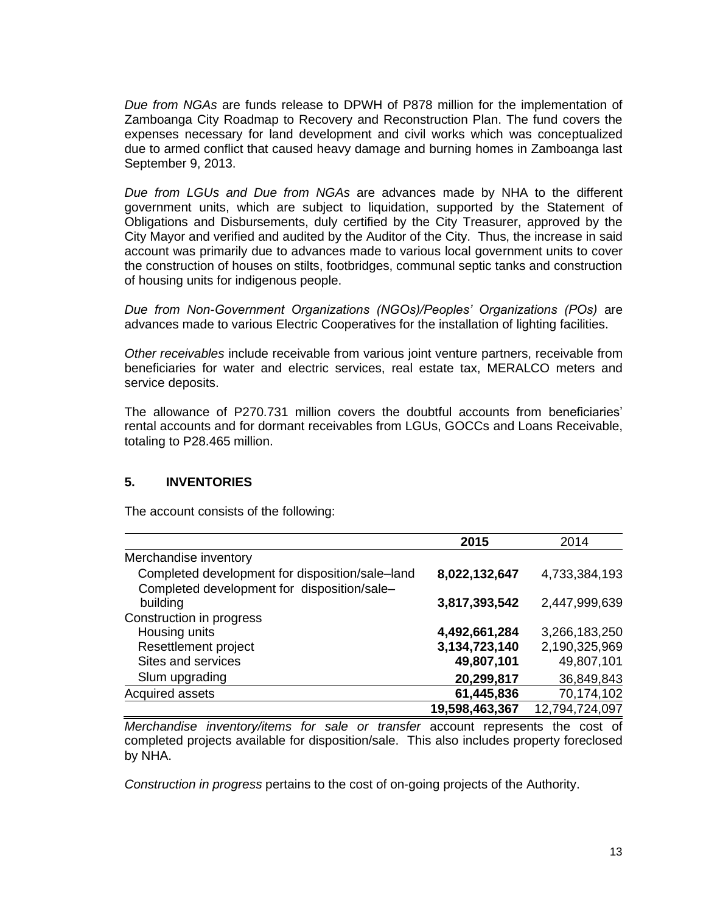*Due from NGAs* are funds release to DPWH of P878 million for the implementation of Zamboanga City Roadmap to Recovery and Reconstruction Plan. The fund covers the expenses necessary for land development and civil works which was conceptualized due to armed conflict that caused heavy damage and burning homes in Zamboanga last September 9, 2013.

*Due from LGUs and Due from NGAs* are advances made by NHA to the different government units, which are subject to liquidation, supported by the Statement of Obligations and Disbursements, duly certified by the City Treasurer, approved by the City Mayor and verified and audited by the Auditor of the City. Thus, the increase in said account was primarily due to advances made to various local government units to cover the construction of houses on stilts, footbridges, communal septic tanks and construction of housing units for indigenous people.

*Due from Non-Government Organizations (NGOs)/Peoples' Organizations (POs)* are advances made to various Electric Cooperatives for the installation of lighting facilities.

*Other receivables* include receivable from various joint venture partners, receivable from beneficiaries for water and electric services, real estate tax, MERALCO meters and service deposits.

The allowance of P270.731 million covers the doubtful accounts from beneficiaries' rental accounts and for dormant receivables from LGUs, GOCCs and Loans Receivable, totaling to P28.465 million.

## 5. INVENTORIES

The account consists of the following:

| | **2015** | 2014 |
|---|---|---|
| Merchandise inventory | | |
| Completed development for disposition/sale–land | **8,022,132,647** | 4,733,384,193 |
| Completed development for disposition/sale–building | **3,817,393,542** | 2,447,999,639 |
| Construction in progress | | |
| Housing units | **4,492,661,284** | 3,266,183,250 |
| Resettlement project | **3,134,723,140** | 2,190,325,969 |
| Sites and services | **49,807,101** | 49,807,101 |
| Slum upgrading | **20,299,817** | 36,849,843 |
| Acquired assets | **61,445,836** | 70,174,102 |
| | **19,598,463,367** | 12,794,724,097 |

*Merchandise inventory/items for sale or transfer* account represents the cost of completed projects available for disposition/sale. This also includes property foreclosed by NHA.

*Construction in progress* pertains to the cost of on-going projects of the Authority.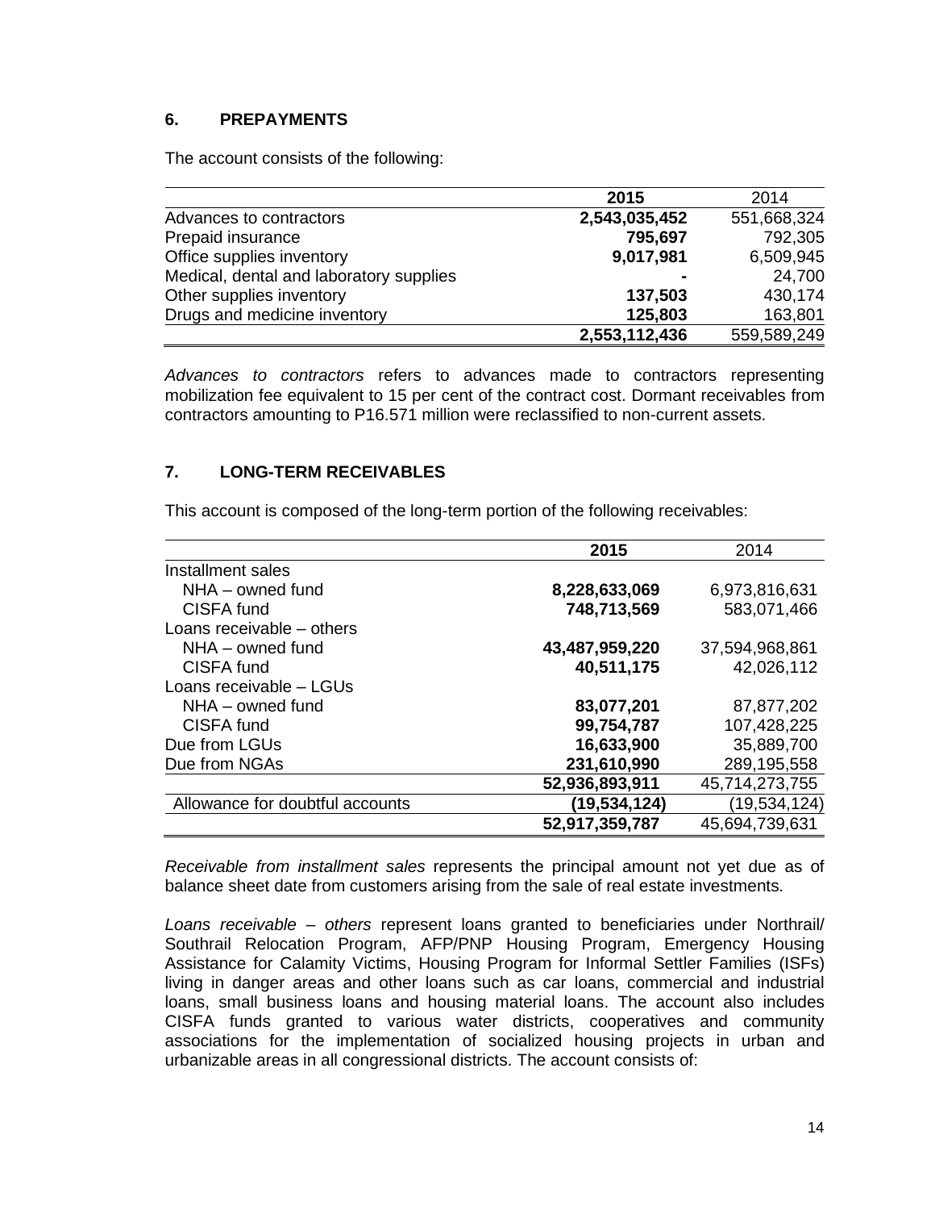## 6. PREPAYMENTS

The account consists of the following:

| | 2015 | 2014 |
|---|---|---|
| Advances to contractors | **2,543,035,452** | 551,668,324 |
| Prepaid insurance | **795,697** | 792,305 |
| Office supplies inventory | **9,017,981** | 6,509,945 |
| Medical, dental and laboratory supplies | **-** | 24,700 |
| Other supplies inventory | **137,503** | 430,174 |
| Drugs and medicine inventory | **125,803** | 163,801 |
| | **2,553,112,436** | 559,589,249 |

*Advances to contractors* refers to advances made to contractors representing mobilization fee equivalent to 15 per cent of the contract cost. Dormant receivables from contractors amounting to P16.571 million were reclassified to non-current assets.

## 7. LONG-TERM RECEIVABLES

This account is composed of the long-term portion of the following receivables:

| | 2015 | 2014 |
|---|---|---|
| Installment sales | | |
| NHA – owned fund | **8,228,633,069** | 6,973,816,631 |
| CISFA fund | **748,713,569** | 583,071,466 |
| Loans receivable – others | | |
| NHA – owned fund | **43,487,959,220** | 37,594,968,861 |
| CISFA fund | **40,511,175** | 42,026,112 |
| Loans receivable – LGUs | | |
| NHA – owned fund | **83,077,201** | 87,877,202 |
| CISFA fund | **99,754,787** | 107,428,225 |
| Due from LGUs | **16,633,900** | 35,889,700 |
| Due from NGAs | **231,610,990** | 289,195,558 |
| | **52,936,893,911** | 45,714,273,755 |
| Allowance for doubtful accounts | **(19,534,124)** | (19,534,124) |
| | **52,917,359,787** | 45,694,739,631 |

*Receivable from installment sales* represents the principal amount not yet due as of balance sheet date from customers arising from the sale of real estate investments.

*Loans receivable – others* represent loans granted to beneficiaries under Northrail/ Southrail Relocation Program, AFP/PNP Housing Program, Emergency Housing Assistance for Calamity Victims, Housing Program for Informal Settler Families (ISFs) living in danger areas and other loans such as car loans, commercial and industrial loans, small business loans and housing material loans. The account also includes CISFA funds granted to various water districts, cooperatives and community associations for the implementation of socialized housing projects in urban and urbanizable areas in all congressional districts. The account consists of: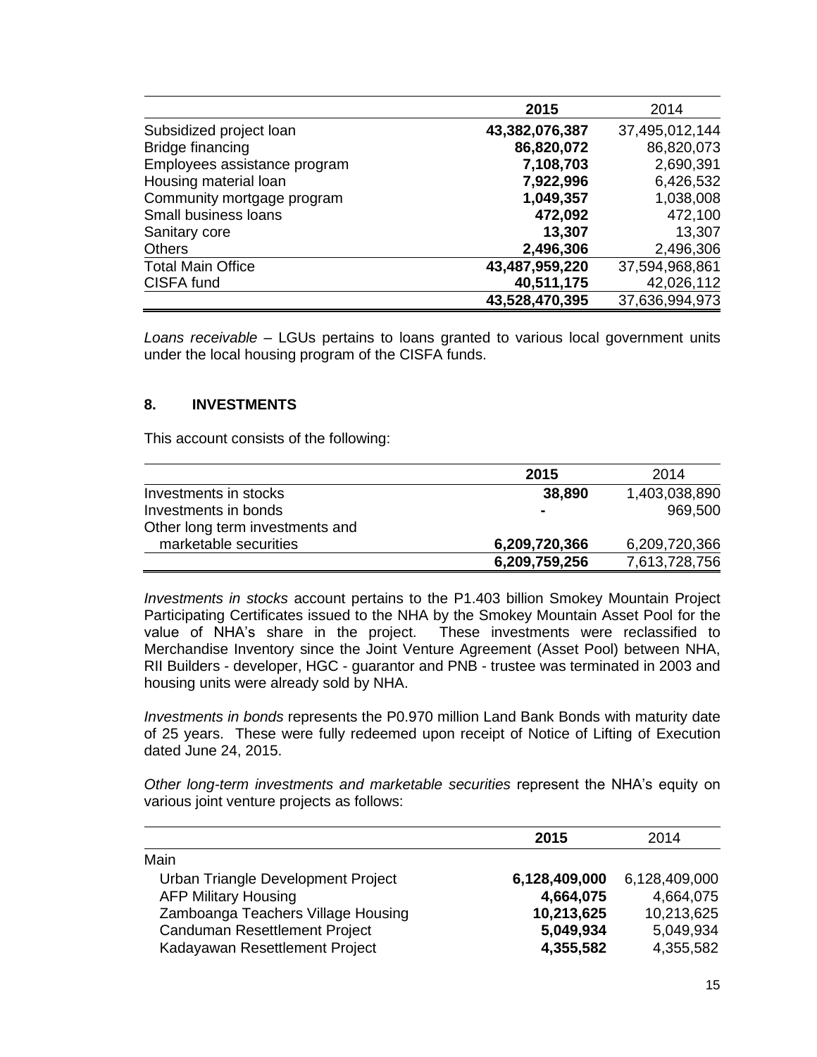| | **2015** | 2014 |
|---|---|---|
| Subsidized project loan | **43,382,076,387** | 37,495,012,144 |
| Bridge financing | **86,820,072** | 86,820,073 |
| Employees assistance program | **7,108,703** | 2,690,391 |
| Housing material loan | **7,922,996** | 6,426,532 |
| Community mortgage program | **1,049,357** | 1,038,008 |
| Small business loans | **472,092** | 472,100 |
| Sanitary core | **13,307** | 13,307 |
| Others | **2,496,306** | 2,496,306 |
| Total Main Office | **43,487,959,220** | 37,594,968,861 |
| CISFA fund | **40,511,175** | 42,026,112 |
| | **43,528,470,395** | 37,636,994,973 |

*Loans receivable* – LGUs pertains to loans granted to various local government units under the local housing program of the CISFA funds.

## 8. INVESTMENTS

This account consists of the following:

| | **2015** | 2014 |
|---|---|---|
| Investments in stocks | **38,890** | 1,403,038,890 |
| Investments in bonds | **-** | 969,500 |
| Other long term investments and marketable securities | **6,209,720,366** | 6,209,720,366 |
| | **6,209,759,256** | 7,613,728,756 |

*Investments in stocks* account pertains to the P1.403 billion Smokey Mountain Project Participating Certificates issued to the NHA by the Smokey Mountain Asset Pool for the value of NHA's share in the project. These investments were reclassified to Merchandise Inventory since the Joint Venture Agreement (Asset Pool) between NHA, RII Builders - developer, HGC - guarantor and PNB - trustee was terminated in 2003 and housing units were already sold by NHA.

*Investments in bonds* represents the P0.970 million Land Bank Bonds with maturity date of 25 years. These were fully redeemed upon receipt of Notice of Lifting of Execution dated June 24, 2015.

*Other long-term investments and marketable securities* represent the NHA's equity on various joint venture projects as follows:

| | **2015** | 2014 |
|---|---|---|
| Main | | |
| Urban Triangle Development Project | **6,128,409,000** | 6,128,409,000 |
| AFP Military Housing | **4,664,075** | 4,664,075 |
| Zamboanga Teachers Village Housing | **10,213,625** | 10,213,625 |
| Canduman Resettlement Project | **5,049,934** | 5,049,934 |
| Kadayawan Resettlement Project | **4,355,582** | 4,355,582 |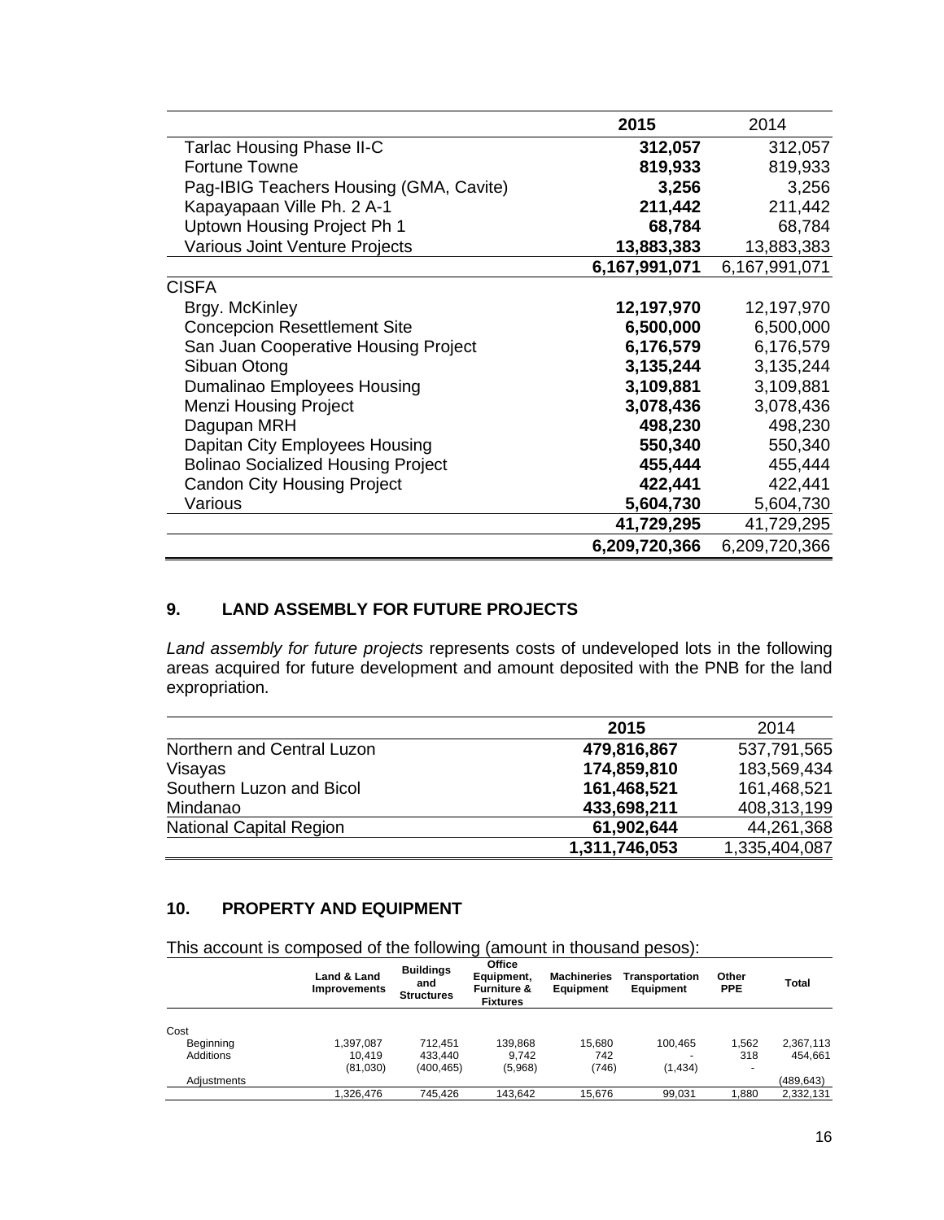| | 2015 | 2014 |
|---|---|---|
| Tarlac Housing Phase II-C | **312,057** | 312,057 |
| Fortune Towne | **819,933** | 819,933 |
| Pag-IBIG Teachers Housing (GMA, Cavite) | **3,256** | 3,256 |
| Kapayapaan Ville Ph. 2 A-1 | **211,442** | 211,442 |
| Uptown Housing Project Ph 1 | **68,784** | 68,784 |
| Various Joint Venture Projects | **13,883,383** | 13,883,383 |
| | **6,167,991,071** | 6,167,991,071 |
| CISFA | | |
| Brgy. McKinley | **12,197,970** | 12,197,970 |
| Concepcion Resettlement Site | **6,500,000** | 6,500,000 |
| San Juan Cooperative Housing Project | **6,176,579** | 6,176,579 |
| Sibuan Otong | **3,135,244** | 3,135,244 |
| Dumalinao Employees Housing | **3,109,881** | 3,109,881 |
| Menzi Housing Project | **3,078,436** | 3,078,436 |
| Dagupan MRH | **498,230** | 498,230 |
| Dapitan City Employees Housing | **550,340** | 550,340 |
| Bolinao Socialized Housing Project | **455,444** | 455,444 |
| Candon City Housing Project | **422,441** | 422,441 |
| Various | **5,604,730** | 5,604,730 |
| | **41,729,295** | 41,729,295 |
| | **6,209,720,366** | 6,209,720,366 |

## 9. LAND ASSEMBLY FOR FUTURE PROJECTS

*Land assembly for future projects* represents costs of undeveloped lots in the following areas acquired for future development and amount deposited with the PNB for the land expropriation.

| | 2015 | 2014 |
|---|---|---|
| Northern and Central Luzon | **479,816,867** | 537,791,565 |
| Visayas | **174,859,810** | 183,569,434 |
| Southern Luzon and Bicol | **161,468,521** | 161,468,521 |
| Mindanao | **433,698,211** | 408,313,199 |
| National Capital Region | **61,902,644** | 44,261,368 |
| | **1,311,746,053** | 1,335,404,087 |

## 10. PROPERTY AND EQUIPMENT

This account is composed of the following (amount in thousand pesos):

| | Land & Land Improvements | Buildings and Structures | Office Equipment, Furniture & Fixtures | Machineries Equipment | Transportation Equipment | Other PPE | Total |
|---|---|---|---|---|---|---|---|
| Cost | | | | | | | |
| Beginning | 1,397,087 | 712,451 | 139,868 | 15,680 | 100,465 | 1,562 | 2,367,113 |
| Additions | 10,419 | 433,440 | 9,742 | 742 | - | 318 | 454,661 |
| Adjustments | (81,030) | (400,465) | (5,968) | (746) | (1,434) | - | (489,643) |
| | 1,326,476 | 745,426 | 143,642 | 15,676 | 99,031 | 1,880 | 2,332,131 |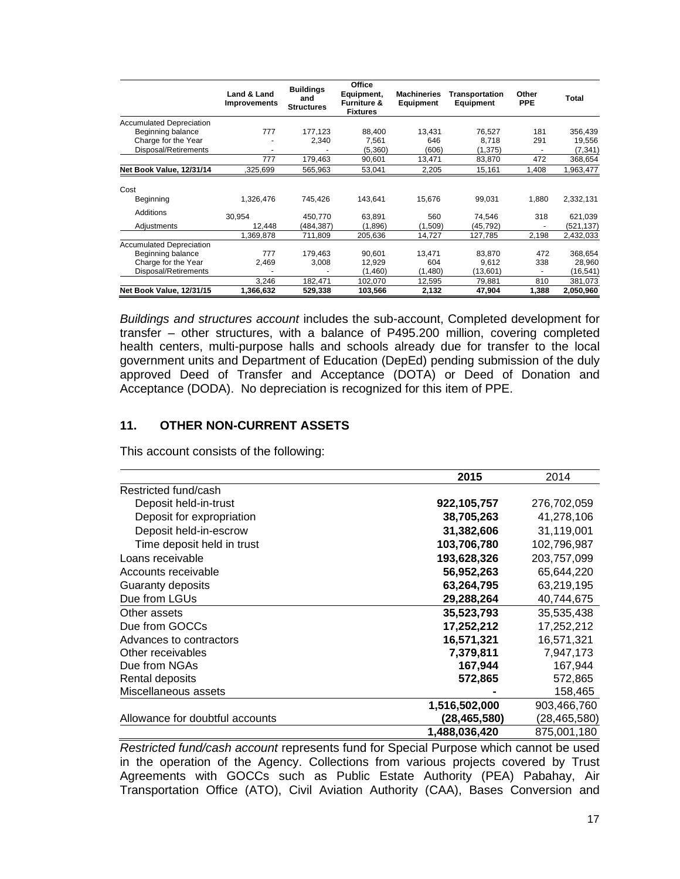| | Land & Land Improvements | Buildings and Structures | Office Equipment, Furniture & Fixtures | Machineries Equipment | Transportation Equipment | Other PPE | Total |
|---|---|---|---|---|---|---|---|
| Accumulated Depreciation | | | | | | | |
| Beginning balance | 777 | 177,123 | 88,400 | 13,431 | 76,527 | 181 | 356,439 |
| Charge for the Year | - | 2,340 | 7,561 | 646 | 8,718 | 291 | 19,556 |
| Disposal/Retirements | - | - | (5,360) | (606) | (1,375) | - | (7,341) |
| | 777 | 179,463 | 90,601 | 13,471 | 83,870 | 472 | 368,654 |
| **Net Book Value, 12/31/14** | ,325,699 | 565,963 | 53,041 | 2,205 | 15,161 | 1,408 | 1,963,477 |
| Cost | | | | | | | |
| Beginning | 1,326,476 | 745,426 | 143,641 | 15,676 | 99,031 | 1,880 | 2,332,131 |
| Additions | 30,954 | 450,770 | 63,891 | 560 | 74,546 | 318 | 621,039 |
| Adjustments | 12,448 | (484,387) | (1,896) | (1,509) | (45,792) | - | (521,137) |
| | 1,369,878 | 711,809 | 205,636 | 14,727 | 127,785 | 2,198 | 2,432,033 |
| Accumulated Depreciation | | | | | | | |
| Beginning balance | 777 | 179,463 | 90,601 | 13,471 | 83,870 | 472 | 368,654 |
| Charge for the Year | 2,469 | 3,008 | 12,929 | 604 | 9,612 | 338 | 28,960 |
| Disposal/Retirements | - | - | (1,460) | (1,480) | (13,601) | - | (16,541) |
| | 3,246 | 182,471 | 102,070 | 12,595 | 79,881 | 810 | 381,073 |
| **Net Book Value, 12/31/15** | **1,366,632** | **529,338** | **103,566** | **2,132** | **47,904** | **1,388** | **2,050,960** |

*Buildings and structures account* includes the sub-account, Completed development for transfer – other structures, with a balance of P495.200 million, covering completed health centers, multi-purpose halls and schools already due for transfer to the local government units and Department of Education (DepEd) pending submission of the duly approved Deed of Transfer and Acceptance (DOTA) or Deed of Donation and Acceptance (DODA). No depreciation is recognized for this item of PPE.

## 11. OTHER NON-CURRENT ASSETS

This account consists of the following:

| | 2015 | 2014 |
|---|---|---|
| Restricted fund/cash | | |
| Deposit held-in-trust | **922,105,757** | 276,702,059 |
| Deposit for expropriation | **38,705,263** | 41,278,106 |
| Deposit held-in-escrow | **31,382,606** | 31,119,001 |
| Time deposit held in trust | **103,706,780** | 102,796,987 |
| Loans receivable | **193,628,326** | 203,757,099 |
| Accounts receivable | **56,952,263** | 65,644,220 |
| Guaranty deposits | **63,264,795** | 63,219,195 |
| Due from LGUs | **29,288,264** | 40,744,675 |
| Other assets | **35,523,793** | 35,535,438 |
| Due from GOCCs | **17,252,212** | 17,252,212 |
| Advances to contractors | **16,571,321** | 16,571,321 |
| Other receivables | **7,379,811** | 7,947,173 |
| Due from NGAs | **167,944** | 167,944 |
| Rental deposits | **572,865** | 572,865 |
| Miscellaneous assets | **-** | 158,465 |
| | **1,516,502,000** | 903,466,760 |
| Allowance for doubtful accounts | **(28,465,580)** | (28,465,580) |
| | **1,488,036,420** | 875,001,180 |

*Restricted fund/cash account* represents fund for Special Purpose which cannot be used in the operation of the Agency. Collections from various projects covered by Trust Agreements with GOCCs such as Public Estate Authority (PEA) Pabahay, Air Transportation Office (ATO), Civil Aviation Authority (CAA), Bases Conversion and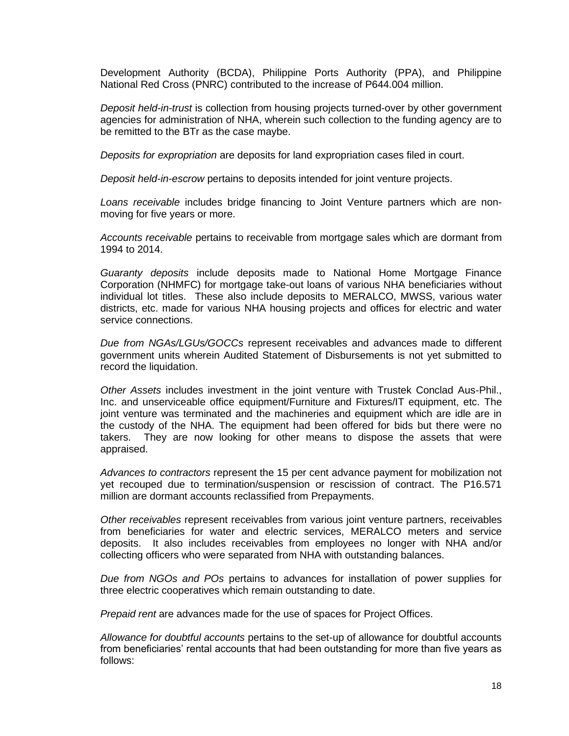Development Authority (BCDA), Philippine Ports Authority (PPA), and Philippine National Red Cross (PNRC) contributed to the increase of P644.004 million.

*Deposit held-in-trust* is collection from housing projects turned-over by other government agencies for administration of NHA, wherein such collection to the funding agency are to be remitted to the BTr as the case maybe.

*Deposits for expropriation* are deposits for land expropriation cases filed in court.

*Deposit held-in-escrow* pertains to deposits intended for joint venture projects.

*Loans receivable* includes bridge financing to Joint Venture partners which are non-moving for five years or more.

*Accounts receivable* pertains to receivable from mortgage sales which are dormant from 1994 to 2014.

*Guaranty deposits* include deposits made to National Home Mortgage Finance Corporation (NHMFC) for mortgage take-out loans of various NHA beneficiaries without individual lot titles. These also include deposits to MERALCO, MWSS, various water districts, etc. made for various NHA housing projects and offices for electric and water service connections.

*Due from NGAs/LGUs/GOCCs* represent receivables and advances made to different government units wherein Audited Statement of Disbursements is not yet submitted to record the liquidation.

*Other Assets* includes investment in the joint venture with Trustek Conclad Aus-Phil., Inc. and unserviceable office equipment/Furniture and Fixtures/IT equipment, etc. The joint venture was terminated and the machineries and equipment which are idle are in the custody of the NHA. The equipment had been offered for bids but there were no takers. They are now looking for other means to dispose the assets that were appraised.

*Advances to contractors* represent the 15 per cent advance payment for mobilization not yet recouped due to termination/suspension or rescission of contract. The P16.571 million are dormant accounts reclassified from Prepayments.

*Other receivables* represent receivables from various joint venture partners, receivables from beneficiaries for water and electric services, MERALCO meters and service deposits. It also includes receivables from employees no longer with NHA and/or collecting officers who were separated from NHA with outstanding balances.

*Due from NGOs and POs* pertains to advances for installation of power supplies for three electric cooperatives which remain outstanding to date.

*Prepaid rent* are advances made for the use of spaces for Project Offices.

*Allowance for doubtful accounts* pertains to the set-up of allowance for doubtful accounts from beneficiaries' rental accounts that had been outstanding for more than five years as follows: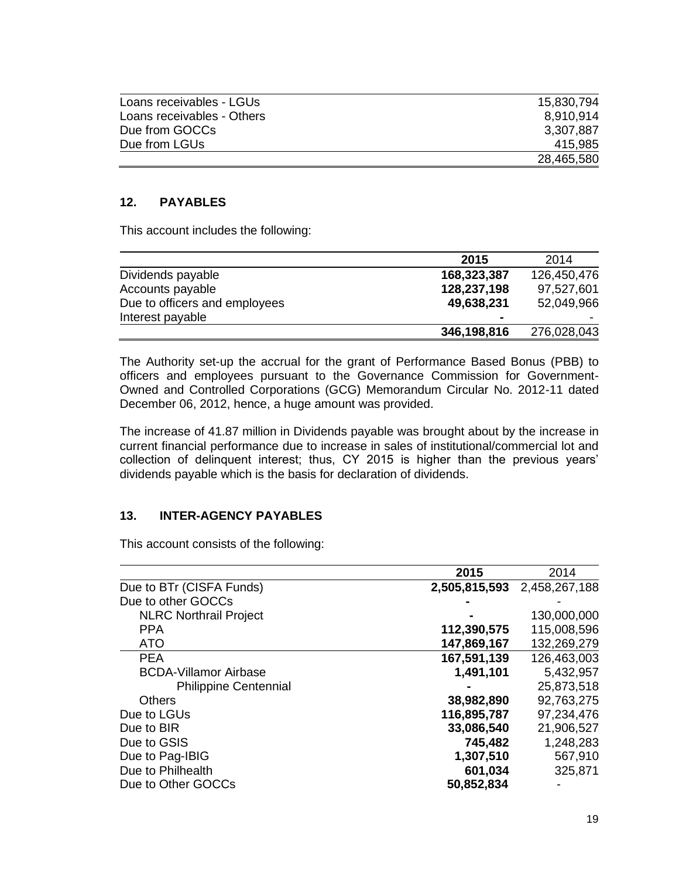| | |
|---|---|
| Loans receivables - LGUs | 15,830,794 |
| Loans receivables - Others | 8,910,914 |
| Due from GOCCs | 3,307,887 |
| Due from LGUs | 415,985 |
| | 28,465,580 |

## 12. PAYABLES

This account includes the following:

| | 2015 | 2014 |
|---|---|---|
| Dividends payable | **168,323,387** | 126,450,476 |
| Accounts payable | **128,237,198** | 97,527,601 |
| Due to officers and employees | **49,638,231** | 52,049,966 |
| Interest payable | **-** | - |
| | **346,198,816** | 276,028,043 |

The Authority set-up the accrual for the grant of Performance Based Bonus (PBB) to officers and employees pursuant to the Governance Commission for Government-Owned and Controlled Corporations (GCG) Memorandum Circular No. 2012-11 dated December 06, 2012, hence, a huge amount was provided.

The increase of 41.87 million in Dividends payable was brought about by the increase in current financial performance due to increase in sales of institutional/commercial lot and collection of delinquent interest; thus, CY 2015 is higher than the previous years' dividends payable which is the basis for declaration of dividends.

## 13. INTER-AGENCY PAYABLES

This account consists of the following:

| | 2015 | 2014 |
|---|---|---|
| Due to BTr (CISFA Funds) | **2,505,815,593** | 2,458,267,188 |
| Due to other GOCCs | **-** | - |
| NLRC Northrail Project | **-** | 130,000,000 |
| PPA | **112,390,575** | 115,008,596 |
| ATO | **147,869,167** | 132,269,279 |
| PEA | **167,591,139** | 126,463,003 |
| BCDA-Villamor Airbase | **1,491,101** | 5,432,957 |
| Philippine Centennial | **-** | 25,873,518 |
| Others | **38,982,890** | 92,763,275 |
| Due to LGUs | **116,895,787** | 97,234,476 |
| Due to BIR | **33,086,540** | 21,906,527 |
| Due to GSIS | **745,482** | 1,248,283 |
| Due to Pag-IBIG | **1,307,510** | 567,910 |
| Due to Philhealth | **601,034** | 325,871 |
| Due to Other GOCCs | **50,852,834** | - |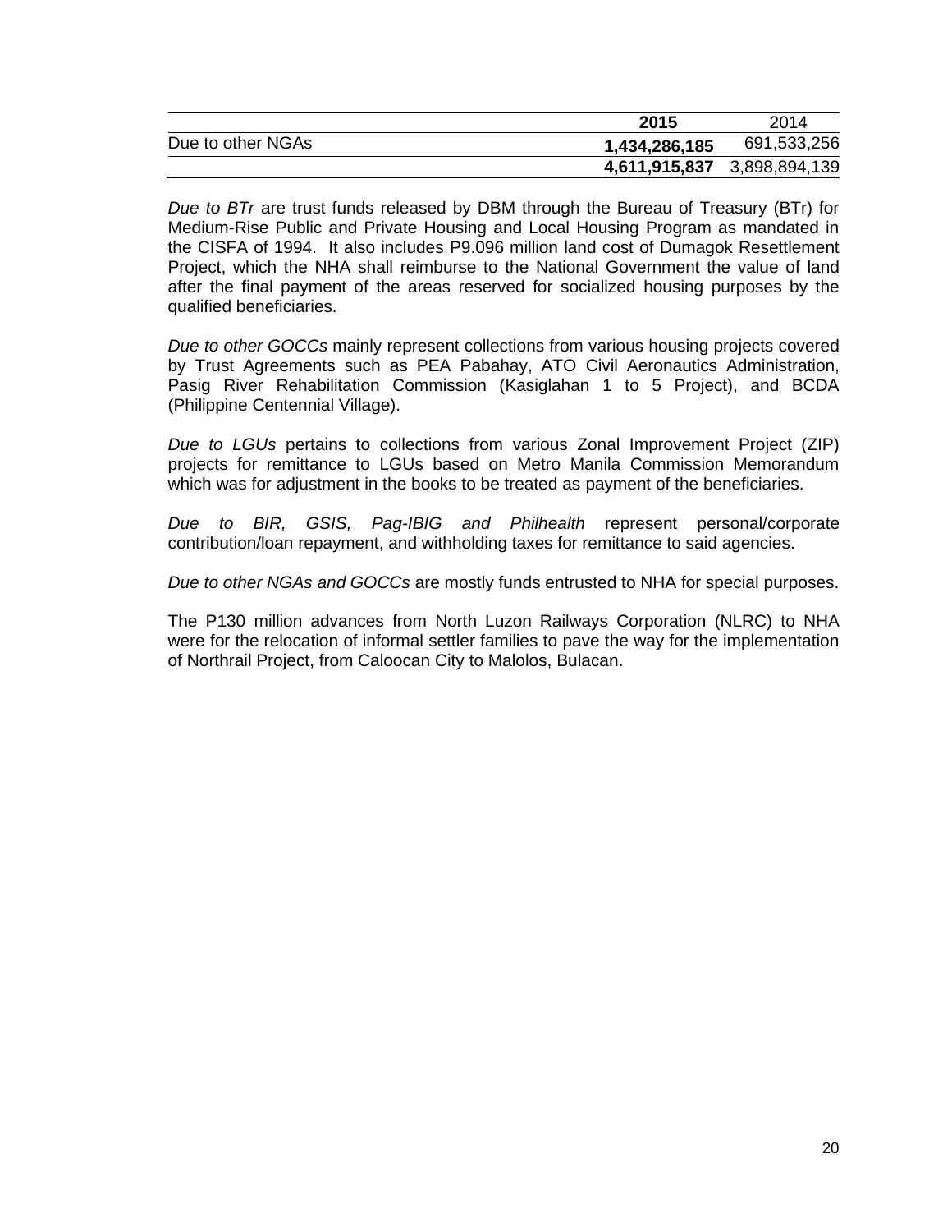| | **2015** | 2014 |
|---|---|---|
| Due to other NGAs | **1,434,286,185** | 691,533,256 |
| | **4,611,915,837** | 3,898,894,139 |

*Due to BTr* are trust funds released by DBM through the Bureau of Treasury (BTr) for Medium-Rise Public and Private Housing and Local Housing Program as mandated in the CISFA of 1994. It also includes P9.096 million land cost of Dumagok Resettlement Project, which the NHA shall reimburse to the National Government the value of land after the final payment of the areas reserved for socialized housing purposes by the qualified beneficiaries.

*Due to other GOCCs* mainly represent collections from various housing projects covered by Trust Agreements such as PEA Pabahay, ATO Civil Aeronautics Administration, Pasig River Rehabilitation Commission (Kasiglahan 1 to 5 Project), and BCDA (Philippine Centennial Village).

*Due to LGUs* pertains to collections from various Zonal Improvement Project (ZIP) projects for remittance to LGUs based on Metro Manila Commission Memorandum which was for adjustment in the books to be treated as payment of the beneficiaries.

*Due to BIR, GSIS, Pag-IBIG and Philhealth* represent personal/corporate contribution/loan repayment, and withholding taxes for remittance to said agencies.

*Due to other NGAs and GOCCs* are mostly funds entrusted to NHA for special purposes.

The P130 million advances from North Luzon Railways Corporation (NLRC) to NHA were for the relocation of informal settler families to pave the way for the implementation of Northrail Project, from Caloocan City to Malolos, Bulacan.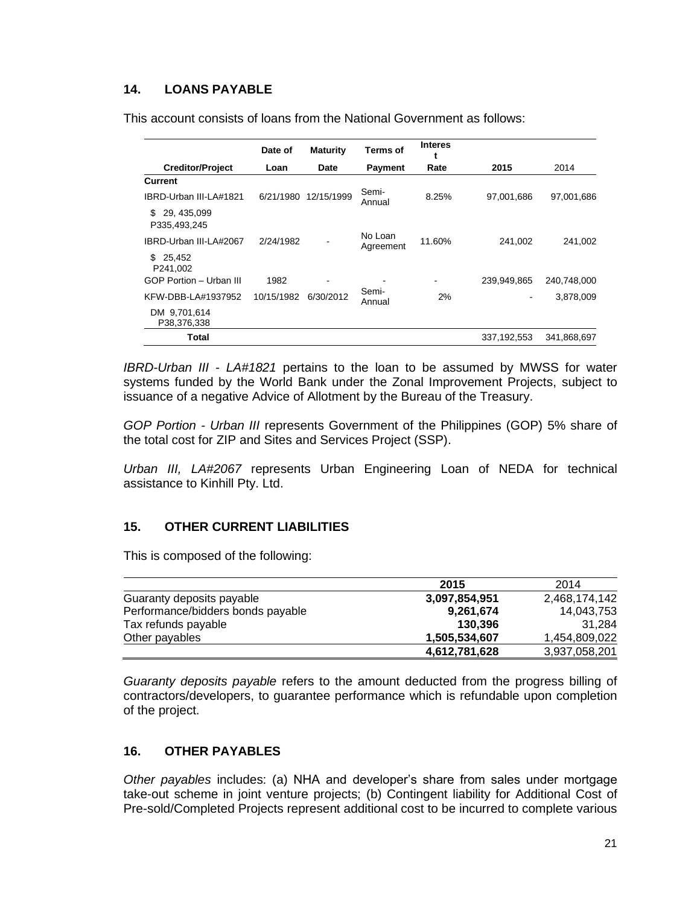## 14. LOANS PAYABLE

This account consists of loans from the National Government as follows:

| Creditor/Project | Date of Loan | Maturity Date | Terms of Payment | Interest Rate | 2015 | 2014 |
|---|---|---|---|---|---|---|
| **Current** | | | | | | |
| IBRD-Urban III-LA#1821 | 6/21/1980 | 12/15/1999 | Semi-Annual | 8.25% | 97,001,686 | 97,001,686 |
| $ 29, 435,099 P335,493,245 | | | | | | |
| IBRD-Urban III-LA#2067 | 2/24/1982 | - | No Loan Agreement | 11.60% | 241,002 | 241,002 |
| $ 25,452 P241,002 | | | | | | |
| GOP Portion – Urban III | 1982 | - | - | - | 239,949,865 | 240,748,000 |
| KFW-DBB-LA#1937952 | 10/15/1982 | 6/30/2012 | Semi-Annual | 2% | - | 3,878,009 |
| DM 9,701,614 P38,376,338 | | | | | | |
| **Total** | | | | | 337,192,553 | 341,868,697 |

*IBRD-Urban III - LA#1821* pertains to the loan to be assumed by MWSS for water systems funded by the World Bank under the Zonal Improvement Projects, subject to issuance of a negative Advice of Allotment by the Bureau of the Treasury.

*GOP Portion - Urban III* represents Government of the Philippines (GOP) 5% share of the total cost for ZIP and Sites and Services Project (SSP).

*Urban III, LA#2067* represents Urban Engineering Loan of NEDA for technical assistance to Kinhill Pty. Ltd.

## 15. OTHER CURRENT LIABILITIES

This is composed of the following:

| | 2015 | 2014 |
|---|---|---|
| Guaranty deposits payable | **3,097,854,951** | 2,468,174,142 |
| Performance/bidders bonds payable | **9,261,674** | 14,043,753 |
| Tax refunds payable | **130,396** | 31,284 |
| Other payables | **1,505,534,607** | 1,454,809,022 |
| | **4,612,781,628** | 3,937,058,201 |

*Guaranty deposits payable* refers to the amount deducted from the progress billing of contractors/developers, to guarantee performance which is refundable upon completion of the project.

## 16. OTHER PAYABLES

*Other payables* includes: (a) NHA and developer's share from sales under mortgage take-out scheme in joint venture projects; (b) Contingent liability for Additional Cost of Pre-sold/Completed Projects represent additional cost to be incurred to complete various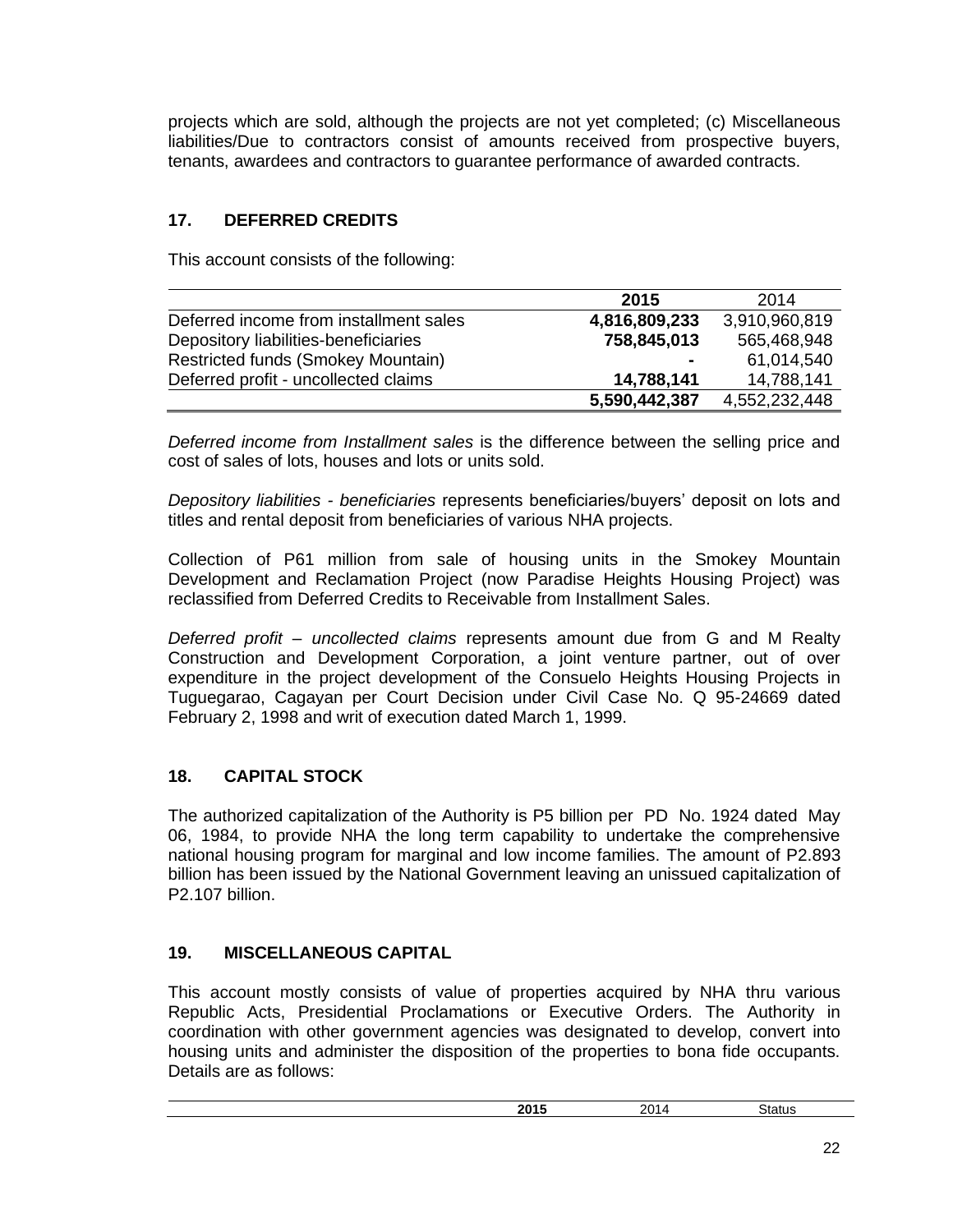projects which are sold, although the projects are not yet completed; (c) Miscellaneous liabilities/Due to contractors consist of amounts received from prospective buyers, tenants, awardees and contractors to guarantee performance of awarded contracts.

## 17. DEFERRED CREDITS

This account consists of the following:

| | **2015** | 2014 |
|---|---|---|
| Deferred income from installment sales | **4,816,809,233** | 3,910,960,819 |
| Depository liabilities-beneficiaries | **758,845,013** | 565,468,948 |
| Restricted funds (Smokey Mountain) | **-** | 61,014,540 |
| Deferred profit - uncollected claims | **14,788,141** | 14,788,141 |
| | **5,590,442,387** | 4,552,232,448 |

*Deferred income from Installment sales* is the difference between the selling price and cost of sales of lots, houses and lots or units sold.

*Depository liabilities - beneficiaries* represents beneficiaries/buyers' deposit on lots and titles and rental deposit from beneficiaries of various NHA projects.

Collection of P61 million from sale of housing units in the Smokey Mountain Development and Reclamation Project (now Paradise Heights Housing Project) was reclassified from Deferred Credits to Receivable from Installment Sales.

*Deferred profit – uncollected claims* represents amount due from G and M Realty Construction and Development Corporation, a joint venture partner, out of over expenditure in the project development of the Consuelo Heights Housing Projects in Tuguegarao, Cagayan per Court Decision under Civil Case No. Q 95-24669 dated February 2, 1998 and writ of execution dated March 1, 1999.

## 18. CAPITAL STOCK

The authorized capitalization of the Authority is P5 billion per PD No. 1924 dated May 06, 1984, to provide NHA the long term capability to undertake the comprehensive national housing program for marginal and low income families. The amount of P2.893 billion has been issued by the National Government leaving an unissued capitalization of P2.107 billion.

## 19. MISCELLANEOUS CAPITAL

This account mostly consists of value of properties acquired by NHA thru various Republic Acts, Presidential Proclamations or Executive Orders. The Authority in coordination with other government agencies was designated to develop, convert into housing units and administer the disposition of the properties to bona fide occupants. Details are as follows:

| | **2015** | 2014 | Status |
|---|---|---|---|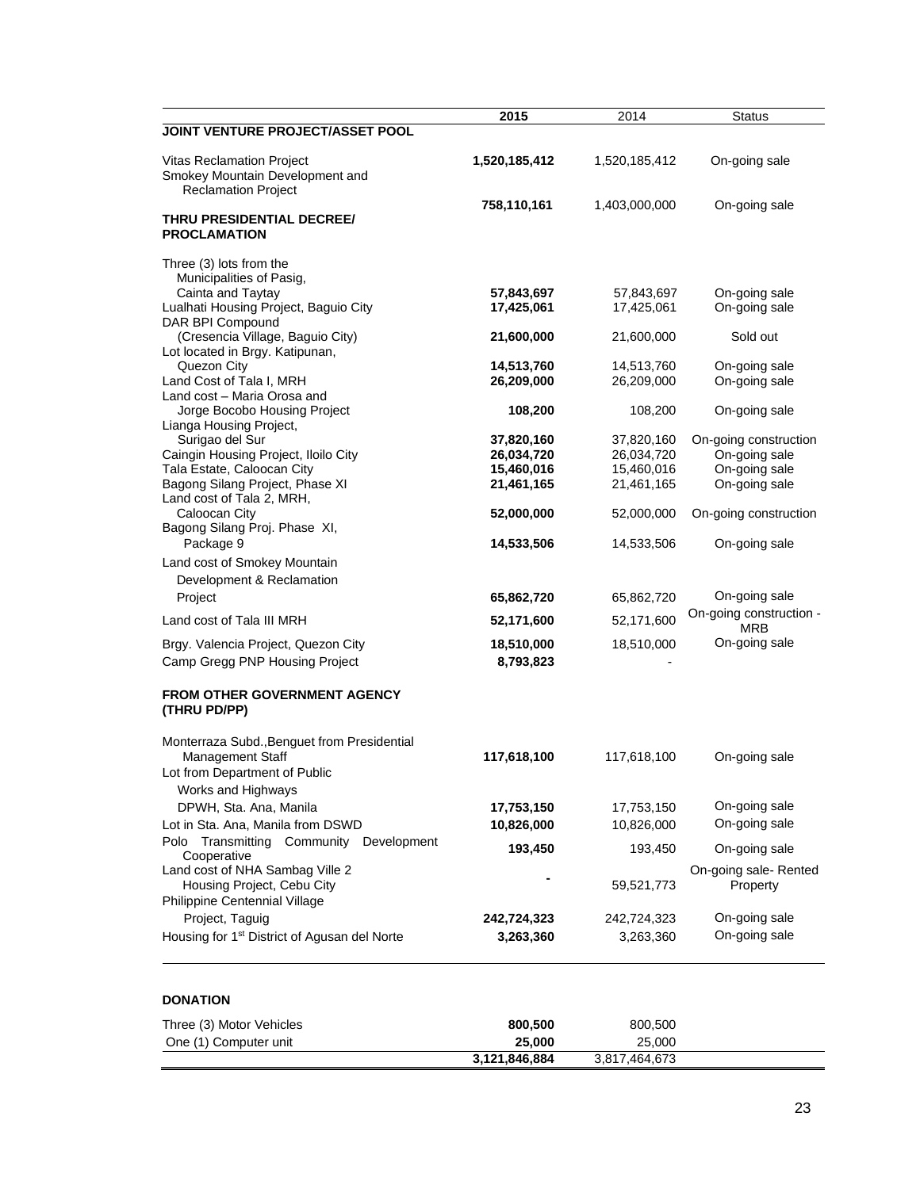| | 2015 | 2014 | Status |
|---|---|---|---|
| **JOINT VENTURE PROJECT/ASSET POOL** | | | |
| Vitas Reclamation Project | **1,520,185,412** | 1,520,185,412 | On-going sale |
| Smokey Mountain Development and Reclamation Project | **758,110,161** | 1,403,000,000 | On-going sale |
| **THRU PRESIDENTIAL DECREE/ PROCLAMATION** | | | |
| Three (3) lots from the Municipalities of Pasig, Cainta and Taytay | **57,843,697** | 57,843,697 | On-going sale |
| Lualhati Housing Project, Baguio City | **17,425,061** | 17,425,061 | On-going sale |
| DAR BPI Compound (Cresencia Village, Baguio City) | **21,600,000** | 21,600,000 | Sold out |
| Lot located in Brgy. Katipunan, Quezon City | **14,513,760** | 14,513,760 | On-going sale |
| Land Cost of Tala I, MRH | **26,209,000** | 26,209,000 | On-going sale |
| Land cost – Maria Orosa and Jorge Bocobo Housing Project | **108,200** | 108,200 | On-going sale |
| Lianga Housing Project, Surigao del Sur | **37,820,160** | 37,820,160 | On-going construction |
| Caingin Housing Project, Iloilo City | **26,034,720** | 26,034,720 | On-going sale |
| Tala Estate, Caloocan City | **15,460,016** | 15,460,016 | On-going sale |
| Bagong Silang Project, Phase XI | **21,461,165** | 21,461,165 | On-going sale |
| Land cost of Tala 2, MRH, Caloocan City | **52,000,000** | 52,000,000 | On-going construction |
| Bagong Silang Proj. Phase XI, Package 9 | **14,533,506** | 14,533,506 | On-going sale |
| Land cost of Smokey Mountain Development & Reclamation Project | **65,862,720** | 65,862,720 | On-going sale |
| Land cost of Tala III MRH | **52,171,600** | 52,171,600 | On-going construction - MRB |
| Brgy. Valencia Project, Quezon City | **18,510,000** | 18,510,000 | On-going sale |
| Camp Gregg PNP Housing Project | **8,793,823** | - | |
| **FROM OTHER GOVERNMENT AGENCY (THRU PD/PP)** | | | |
| Monterraza Subd.,Benguet from Presidential Management Staff | **117,618,100** | 117,618,100 | On-going sale |
| Lot from Department of Public Works and Highways | | | |
| DPWH, Sta. Ana, Manila | **17,753,150** | 17,753,150 | On-going sale |
| Lot in Sta. Ana, Manila from DSWD | **10,826,000** | 10,826,000 | On-going sale |
| Polo Transmitting Community Development Cooperative | **193,450** | 193,450 | On-going sale |
| Land cost of NHA Sambag Ville 2 Housing Project, Cebu City | **-** | 59,521,773 | On-going sale- Rented Property |
| Philippine Centennial Village Project, Taguig | **242,724,323** | 242,724,323 | On-going sale |
| Housing for 1st District of Agusan del Norte | **3,263,360** | 3,263,360 | On-going sale |
| **DONATION** | | | |
| Three (3) Motor Vehicles | **800,500** | 800,500 | |
| One (1) Computer unit | **25,000** | 25,000 | |
| | **3,121,846,884** | 3,817,464,673 | |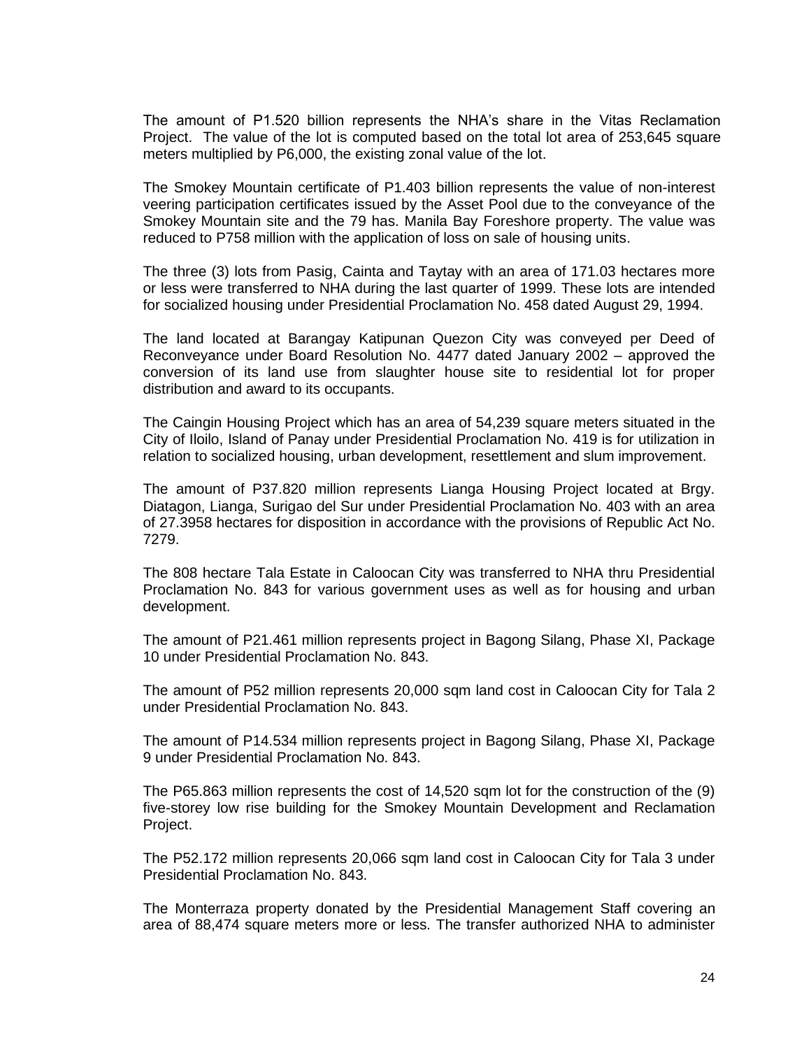The amount of P1.520 billion represents the NHA's share in the Vitas Reclamation Project. The value of the lot is computed based on the total lot area of 253,645 square meters multiplied by P6,000, the existing zonal value of the lot.

The Smokey Mountain certificate of P1.403 billion represents the value of non-interest veering participation certificates issued by the Asset Pool due to the conveyance of the Smokey Mountain site and the 79 has. Manila Bay Foreshore property. The value was reduced to P758 million with the application of loss on sale of housing units.

The three (3) lots from Pasig, Cainta and Taytay with an area of 171.03 hectares more or less were transferred to NHA during the last quarter of 1999. These lots are intended for socialized housing under Presidential Proclamation No. 458 dated August 29, 1994.

The land located at Barangay Katipunan Quezon City was conveyed per Deed of Reconveyance under Board Resolution No. 4477 dated January 2002 – approved the conversion of its land use from slaughter house site to residential lot for proper distribution and award to its occupants.

The Caingin Housing Project which has an area of 54,239 square meters situated in the City of Iloilo, Island of Panay under Presidential Proclamation No. 419 is for utilization in relation to socialized housing, urban development, resettlement and slum improvement.

The amount of P37.820 million represents Lianga Housing Project located at Brgy. Diatagon, Lianga, Surigao del Sur under Presidential Proclamation No. 403 with an area of 27.3958 hectares for disposition in accordance with the provisions of Republic Act No. 7279.

The 808 hectare Tala Estate in Caloocan City was transferred to NHA thru Presidential Proclamation No. 843 for various government uses as well as for housing and urban development.

The amount of P21.461 million represents project in Bagong Silang, Phase XI, Package 10 under Presidential Proclamation No. 843.

The amount of P52 million represents 20,000 sqm land cost in Caloocan City for Tala 2 under Presidential Proclamation No. 843.

The amount of P14.534 million represents project in Bagong Silang, Phase XI, Package 9 under Presidential Proclamation No. 843.

The P65.863 million represents the cost of 14,520 sqm lot for the construction of the (9) five-storey low rise building for the Smokey Mountain Development and Reclamation Project.

The P52.172 million represents 20,066 sqm land cost in Caloocan City for Tala 3 under Presidential Proclamation No. 843.

The Monterraza property donated by the Presidential Management Staff covering an area of 88,474 square meters more or less. The transfer authorized NHA to administer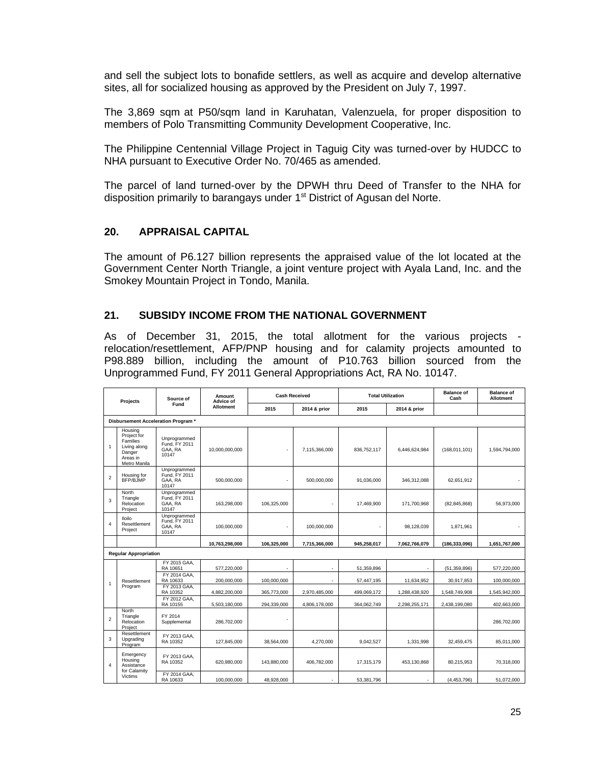and sell the subject lots to bonafide settlers, as well as acquire and develop alternative sites, all for socialized housing as approved by the President on July 7, 1997.

The 3,869 sqm at P50/sqm land in Karuhatan, Valenzuela, for proper disposition to members of Polo Transmitting Community Development Cooperative, Inc.

The Philippine Centennial Village Project in Taguig City was turned-over by HUDCC to NHA pursuant to Executive Order No. 70/465 as amended.

The parcel of land turned-over by the DPWH thru Deed of Transfer to the NHA for disposition primarily to barangays under 1st District of Agusan del Norte.

## 20. APPRAISAL CAPITAL

The amount of P6.127 billion represents the appraised value of the lot located at the Government Center North Triangle, a joint venture project with Ayala Land, Inc. and the Smokey Mountain Project in Tondo, Manila.

## 21. SUBSIDY INCOME FROM THE NATIONAL GOVERNMENT

As of December 31, 2015, the total allotment for the various projects - relocation/resettlement, AFP/PNP housing and for calamity projects amounted to P98.889 billion, including the amount of P10.763 billion sourced from the Unprogrammed Fund, FY 2011 General Appropriations Act, RA No. 10147.

| | Projects | Source of Fund | Amount Advice of Allotment | Cash Received | | Total Utilization | | Balance of Cash | Balance of Allotment |
|---|---|---|---|---|---|---|---|---|---|
| | | | | 2015 | 2014 & prior | 2015 | 2014 & prior | | |
| **Disbursement Acceleration Program *** | | | | | | | | | |
| 1 | Housing Project for Families Living along Danger Areas in Metro Manila | Unprogrammed Fund, FY 2011 GAA, RA 10147 | 10,000,000,000 | - | 7,115,366,000 | 836,752,117 | 6,446,624,984 | (168,011,101) | 1,594,794,000 |
| 2 | Housing for BFP/BJMP | Unprogrammed Fund, FY 2011 GAA, RA 10147 | 500,000,000 | - | 500,000,000 | 91,036,000 | 346,312,088 | 62,651,912 | - |
| 3 | North Triangle Relocation Project | Unprogrammed Fund, FY 2011 GAA, RA 10147 | 163,298,000 | 106,325,000 | - | 17,469,900 | 171,700,968 | (82,845,868) | 56,973,000 |
| 4 | Iloilo Resettlement Project | Unprogrammed Fund, FY 2011 GAA, RA 10147 | 100,000,000 | - | 100,000,000 | - | 98,128,039 | 1,871,961 | - |
| | | | **10,763,298,000** | **106,325,000** | **7,715,366,000** | **945,258,017** | **7,062,766,079** | **(186,333,096)** | **1,651,767,000** |
| **Regular Appropriation** | | | | | | | | | |
| 1 | Resettlement Program | FY 2015 GAA, RA 10651 | 577,220,000 | - | - | 51,359,896 | - | (51,359,896) | 577,220,000 |
| | | FY 2014 GAA, RA 10633 | 200,000,000 | 100,000,000 | - | 57,447,195 | 11,634,952 | 30,917,853 | 100,000,000 |
| | | FY 2013 GAA, RA 10352 | 4,882,200,000 | 365,773,000 | 2,970,485,000 | 499,069,172 | 1,288,438,920 | 1,548,749,908 | 1,545,942,000 |
| | | FY 2012 GAA, RA 10155 | 5,503,180,000 | 294,339,000 | 4,806,178,000 | 364,062,749 | 2,298,255,171 | 2,438,199,080 | 402,663,000 |
| 2 | North Triangle Relocation Project | FY 2014 Supplemental | 286,702,000 | - | | | | | 286,702,000 |
| 3 | Resettlement Upgrading Program | FY 2013 GAA, RA 10352 | 127,845,000 | 38,564,000 | 4,270,000 | 9,042,527 | 1,331,998 | 32,459,475 | 85,011,000 |
| 4 | Emergency Housing Assistance for Calamity Victims | FY 2013 GAA, RA 10352 | 620,980,000 | 143,880,000 | 406,782,000 | 17,315,179 | 453,130,868 | 80,215,953 | 70,318,000 |
| | | FY 2014 GAA, RA 10633 | 100,000,000 | 48,928,000 | - | 53,381,796 | - | (4,453,796) | 51,072,000 |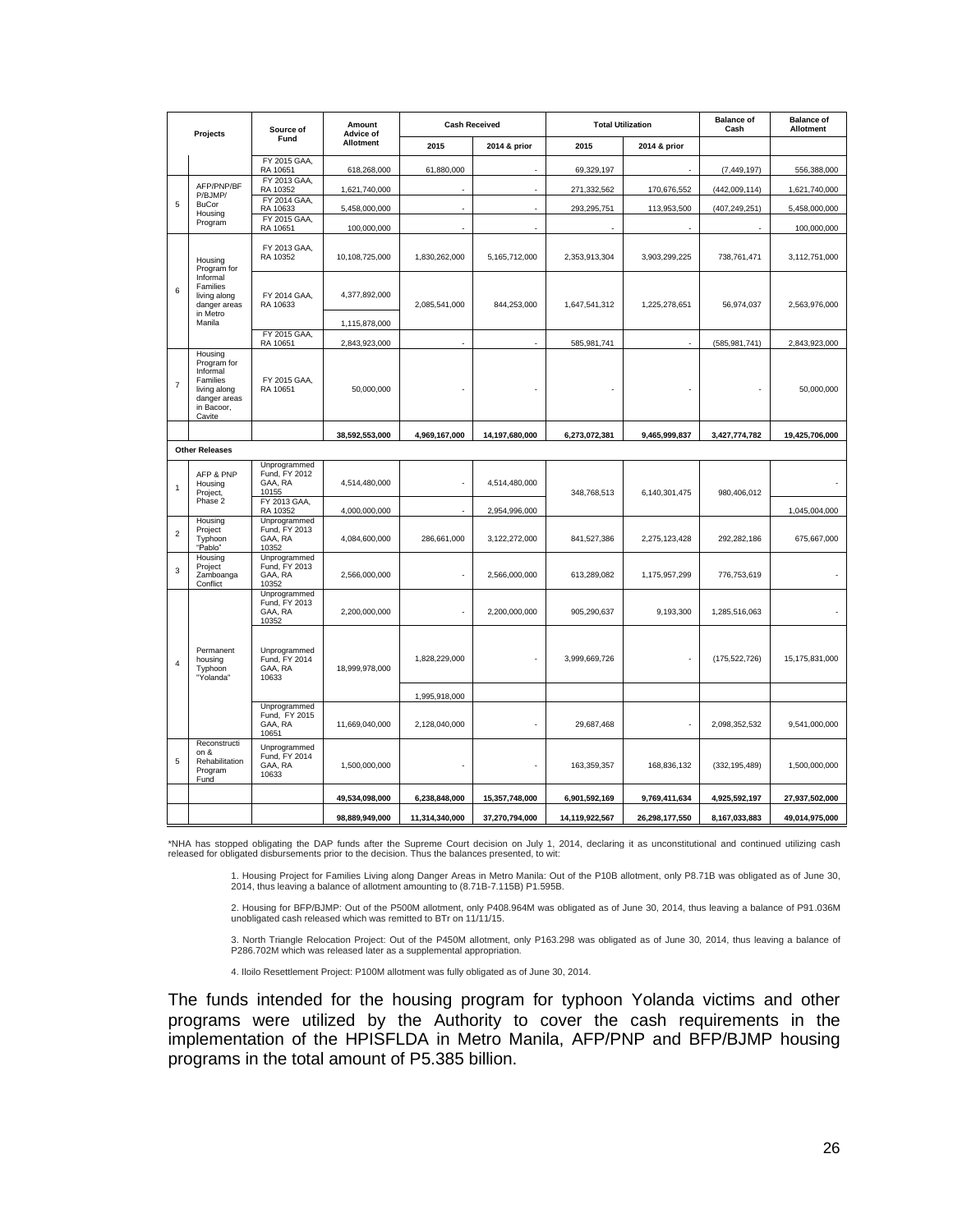| | Projects | Source of Fund | Amount Advice of Allotment | Cash Received | | Total Utilization | | Balance of Cash | Balance of Allotment |
|---|---|---|---|---|---|---|---|---|---|
| | | | | 2015 | 2014 & prior | 2015 | 2014 & prior | | |
| | | FY 2015 GAA, RA 10651 | 618,268,000 | 61,880,000 | - | 69,329,197 | - | (7,449,197) | 556,388,000 |
| 5 | AFP/PNP/BFP/BJMP/ BuCor Housing Program | FY 2013 GAA, RA 10352 | 1,621,740,000 | - | - | 271,332,562 | 170,676,552 | (442,009,114) | 1,621,740,000 |
| | | FY 2014 GAA, RA 10633 | 5,458,000,000 | - | - | 293,295,751 | 113,953,500 | (407,249,251) | 5,458,000,000 |
| | | FY 2015 GAA, RA 10651 | 100,000,000 | - | - | - | - | - | 100,000,000 |
| 6 | Housing Program for Informal Families living along danger areas in Metro Manila | FY 2013 GAA, RA 10352 | 10,108,725,000 | 1,830,262,000 | 5,165,712,000 | 2,353,913,304 | 3,903,299,225 | 738,761,471 | 3,112,751,000 |
| | | FY 2014 GAA, RA 10633 | 4,377,892,000 | 2,085,541,000 | 844,253,000 | 1,647,541,312 | 1,225,278,651 | 56,974,037 | 2,563,976,000 |
| | | | 1,115,878,000 | | | | | | |
| | | FY 2015 GAA, RA 10651 | 2,843,923,000 | - | - | 585,981,741 | - | (585,981,741) | 2,843,923,000 |
| 7 | Housing Program for Informal Families living along danger areas in Bacoor, Cavite | FY 2015 GAA, RA 10651 | 50,000,000 | - | - | - | - | - | 50,000,000 |
| | | | 38,592,553,000 | 4,969,167,000 | 14,197,680,000 | 6,273,072,381 | 9,465,999,837 | 3,427,774,782 | 19,425,706,000 |
| | **Other Releases** | | | | | | | | |
| 1 | AFP & PNP Housing Project, Phase 2 | Unprogrammed Fund, FY 2012 GAA, RA 10155 | 4,514,480,000 | - | 4,514,480,000 | 348,768,513 | 6,140,301,475 | 980,406,012 | - |
| | | FY 2013 GAA, RA 10352 | 4,000,000,000 | - | 2,954,996,000 | | | | 1,045,004,000 |
| 2 | Housing Project Typhoon "Pablo" | Unprogrammed Fund, FY 2013 GAA, RA 10352 | 4,084,600,000 | 286,661,000 | 3,122,272,000 | 841,527,386 | 2,275,123,428 | 292,282,186 | 675,667,000 |
| 3 | Housing Project Zamboanga Conflict | Unprogrammed Fund, FY 2013 GAA, RA 10352 | 2,566,000,000 | - | 2,566,000,000 | 613,289,082 | 1,175,957,299 | 776,753,619 | - |
| 4 | Permanent housing Typhoon "Yolanda" | Unprogrammed Fund, FY 2013 GAA, RA 10352 | 2,200,000,000 | - | 2,200,000,000 | 905,290,637 | 9,193,300 | 1,285,516,063 | - |
| | | Unprogrammed Fund, FY 2014 GAA, RA 10633 | 18,999,978,000 | 1,828,229,000 | - | 3,999,669,726 | - | (175,522,726) | 15,175,831,000 |
| | | | | 1,995,918,000 | | | | | |
| | | Unprogrammed Fund, FY 2015 GAA, RA 10651 | 11,669,040,000 | 2,128,040,000 | - | 29,687,468 | - | 2,098,352,532 | 9,541,000,000 |
| 5 | Reconstruction & Rehabilitation Program Fund | Unprogrammed Fund, FY 2014 GAA, RA 10633 | 1,500,000,000 | - | - | 163,359,357 | 168,836,132 | (332,195,489) | 1,500,000,000 |
| | | | 49,534,098,000 | 6,238,848,000 | 15,357,748,000 | 6,901,592,169 | 9,769,411,634 | 4,925,592,197 | 27,937,502,000 |
| | | | 98,889,949,000 | 11,314,340,000 | 37,270,794,000 | 14,119,922,567 | 26,298,177,550 | 8,167,033,883 | 49,014,975,000 |

*NHA has stopped obligating the DAP funds after the Supreme Court decision on July 1, 2014, declaring it as unconstitutional and continued utilizing cash released for obligated disbursements prior to the decision. Thus the balances presented, to wit:

1. Housing Project for Families Living along Danger Areas in Metro Manila: Out of the P10B allotment, only P8.71B was obligated as of June 30, 2014, thus leaving a balance of allotment amounting to (8.71B-7.115B) P1.595B.

2. Housing for BFP/BJMP: Out of the P500M allotment, only P408.964M was obligated as of June 30, 2014, thus leaving a balance of P91.036M unobligated cash released which was remitted to BTr on 11/11/15.

3. North Triangle Relocation Project: Out of the P450M allotment, only P163.298 was obligated as of June 30, 2014, thus leaving a balance of P286.702M which was released later as a supplemental appropriation.

4. Iloilo Resettlement Project: P100M allotment was fully obligated as of June 30, 2014.

The funds intended for the housing program for typhoon Yolanda victims and other programs were utilized by the Authority to cover the cash requirements in the implementation of the HPISFLDA in Metro Manila, AFP/PNP and BFP/BJMP housing programs in the total amount of P5.385 billion.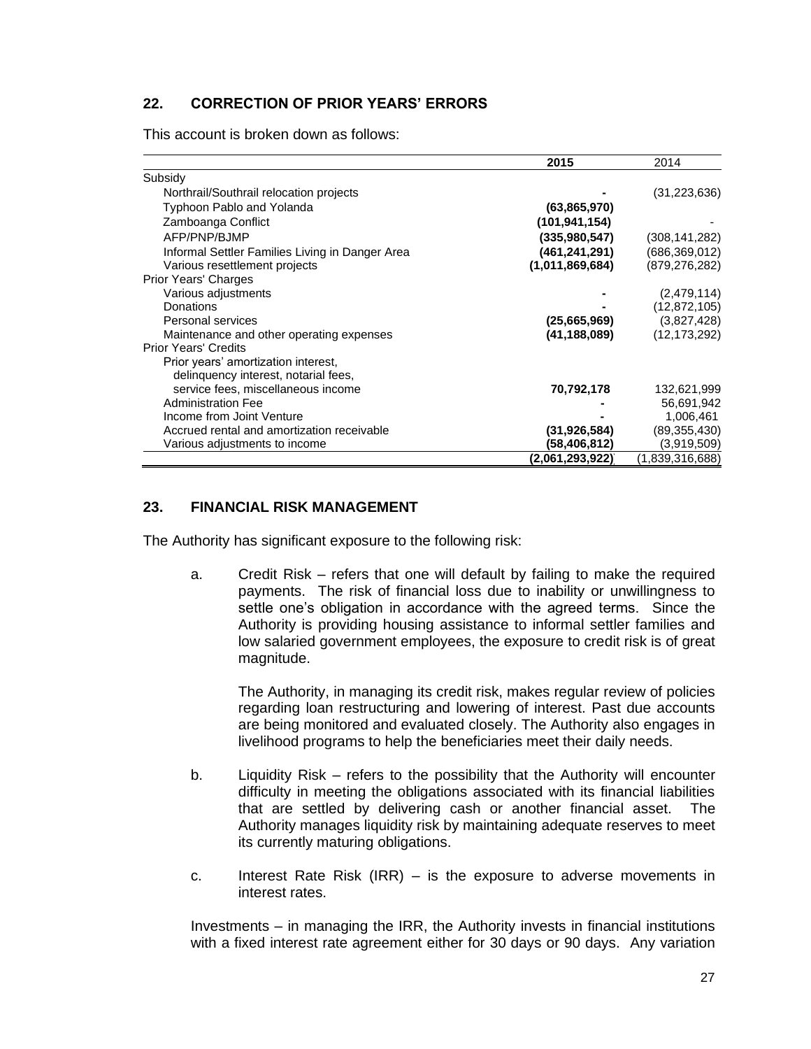## 22. CORRECTION OF PRIOR YEARS' ERRORS

This account is broken down as follows:

| | 2015 | 2014 |
|---|---|---|
| Subsidy | | |
| Northrail/Southrail relocation projects | - | (31,223,636) |
| Typhoon Pablo and Yolanda | (63,865,970) | |
| Zamboanga Conflict | (101,941,154) | - |
| AFP/PNP/BJMP | (335,980,547) | (308,141,282) |
| Informal Settler Families Living in Danger Area | (461,241,291) | (686,369,012) |
| Various resettlement projects | (1,011,869,684) | (879,276,282) |
| Prior Years' Charges | | |
| Various adjustments | - | (2,479,114) |
| Donations | - | (12,872,105) |
| Personal services | (25,665,969) | (3,827,428) |
| Maintenance and other operating expenses | (41,188,089) | (12,173,292) |
| Prior Years' Credits | | |
| Prior years' amortization interest, delinquency interest, notarial fees, service fees, miscellaneous income | 70,792,178 | 132,621,999 |
| Administration Fee | - | 56,691,942 |
| Income from Joint Venture | - | 1,006,461 |
| Accrued rental and amortization receivable | (31,926,584) | (89,355,430) |
| Various adjustments to income | (58,406,812) | (3,919,509) |
| | (2,061,293,922) | (1,839,316,688) |

## 23. FINANCIAL RISK MANAGEMENT

The Authority has significant exposure to the following risk:

a. Credit Risk – refers that one will default by failing to make the required payments. The risk of financial loss due to inability or unwillingness to settle one's obligation in accordance with the agreed terms. Since the Authority is providing housing assistance to informal settler families and low salaried government employees, the exposure to credit risk is of great magnitude.

   The Authority, in managing its credit risk, makes regular review of policies regarding loan restructuring and lowering of interest. Past due accounts are being monitored and evaluated closely. The Authority also engages in livelihood programs to help the beneficiaries meet their daily needs.

b. Liquidity Risk – refers to the possibility that the Authority will encounter difficulty in meeting the obligations associated with its financial liabilities that are settled by delivering cash or another financial asset. The Authority manages liquidity risk by maintaining adequate reserves to meet its currently maturing obligations.

c. Interest Rate Risk (IRR) – is the exposure to adverse movements in interest rates.

Investments – in managing the IRR, the Authority invests in financial institutions with a fixed interest rate agreement either for 30 days or 90 days. Any variation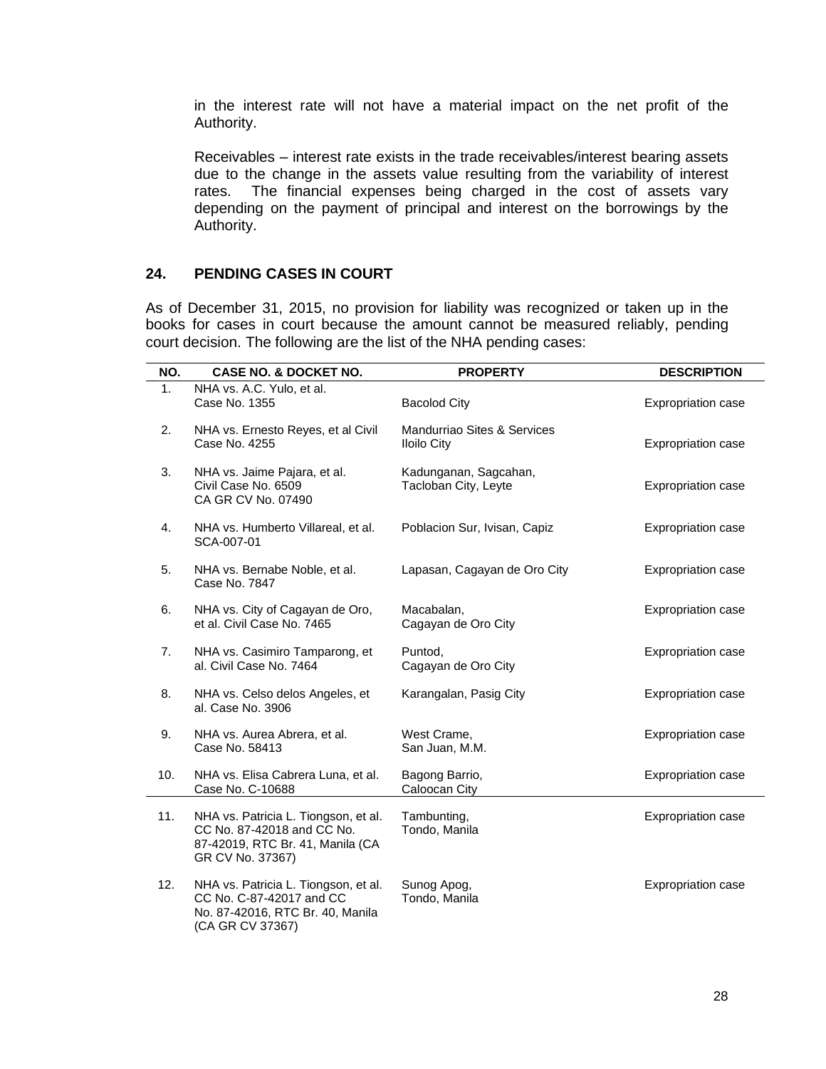in the interest rate will not have a material impact on the net profit of the Authority.

Receivables – interest rate exists in the trade receivables/interest bearing assets due to the change in the assets value resulting from the variability of interest rates. The financial expenses being charged in the cost of assets vary depending on the payment of principal and interest on the borrowings by the Authority.

## 24. PENDING CASES IN COURT

As of December 31, 2015, no provision for liability was recognized or taken up in the books for cases in court because the amount cannot be measured reliably, pending court decision. The following are the list of the NHA pending cases:

| NO. | CASE NO. & DOCKET NO. | PROPERTY | DESCRIPTION |
|---|---|---|---|
| 1. | NHA vs. A.C. Yulo, et al. Case No. 1355 | Bacolod City | Expropriation case |
| 2. | NHA vs. Ernesto Reyes, et al Civil Case No. 4255 | Mandurriao Sites & Services Iloilo City | Expropriation case |
| 3. | NHA vs. Jaime Pajara, et al. Civil Case No. 6509 CA GR CV No. 07490 | Kadunganan, Sagcahan, Tacloban City, Leyte | Expropriation case |
| 4. | NHA vs. Humberto Villareal, et al. SCA-007-01 | Poblacion Sur, Ivisan, Capiz | Expropriation case |
| 5. | NHA vs. Bernabe Noble, et al. Case No. 7847 | Lapasan, Cagayan de Oro City | Expropriation case |
| 6. | NHA vs. City of Cagayan de Oro, et al. Civil Case No. 7465 | Macabalan, Cagayan de Oro City | Expropriation case |
| 7. | NHA vs. Casimiro Tamparong, et al. Civil Case No. 7464 | Puntod, Cagayan de Oro City | Expropriation case |
| 8. | NHA vs. Celso delos Angeles, et al. Case No. 3906 | Karangalan, Pasig City | Expropriation case |
| 9. | NHA vs. Aurea Abrera, et al. Case No. 58413 | West Crame, San Juan, M.M. | Expropriation case |
| 10. | NHA vs. Elisa Cabrera Luna, et al. Case No. C-10688 | Bagong Barrio, Caloocan City | Expropriation case |
| 11. | NHA vs. Patricia L. Tiongson, et al. CC No. 87-42018 and CC No. 87-42019, RTC Br. 41, Manila (CA GR CV No. 37367) | Tambunting, Tondo, Manila | Expropriation case |
| 12. | NHA vs. Patricia L. Tiongson, et al. CC No. C-87-42017 and CC No. 87-42016, RTC Br. 40, Manila (CA GR CV 37367) | Sunog Apog, Tondo, Manila | Expropriation case |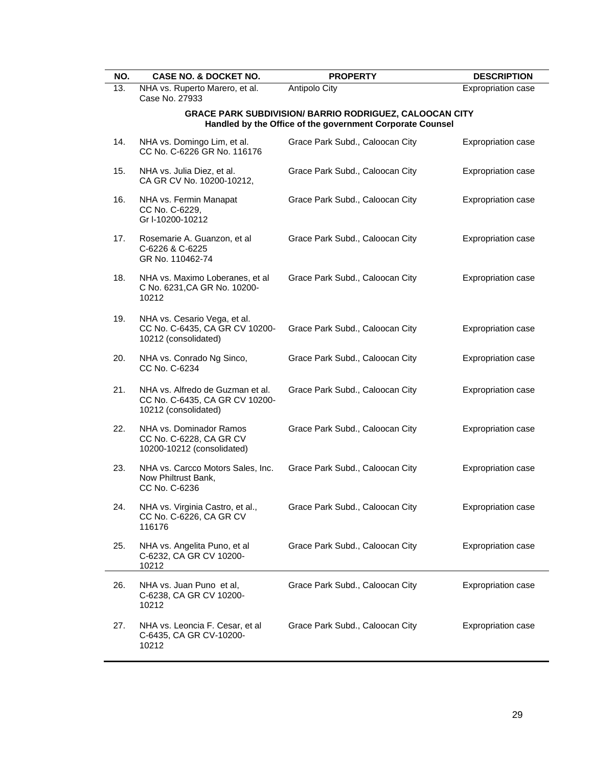| NO. | CASE NO. & DOCKET NO. | PROPERTY | DESCRIPTION |
|---|---|---|---|
| 13. | NHA vs. Ruperto Marero, et al. Case No. 27933 | Antipolo City | Expropriation case |
| | **GRACE PARK SUBDIVISION/ BARRIO RODRIGUEZ, CALOOCAN CITY Handled by the Office of the government Corporate Counsel** | | |
| 14. | NHA vs. Domingo Lim, et al. CC No. C-6226 GR No. 116176 | Grace Park Subd., Caloocan City | Expropriation case |
| 15. | NHA vs. Julia Diez, et al. CA GR CV No. 10200-10212, | Grace Park Subd., Caloocan City | Expropriation case |
| 16. | NHA vs. Fermin Manapat CC No. C-6229, Gr l-10200-10212 | Grace Park Subd., Caloocan City | Expropriation case |
| 17. | Rosemarie A. Guanzon, et al C-6226 & C-6225 GR No. 110462-74 | Grace Park Subd., Caloocan City | Expropriation case |
| 18. | NHA vs. Maximo Loberanes, et al C No. 6231,CA GR No. 10200-10212 | Grace Park Subd., Caloocan City | Expropriation case |
| 19. | NHA vs. Cesario Vega, et al. CC No. C-6435, CA GR CV 10200-10212 (consolidated) | Grace Park Subd., Caloocan City | Expropriation case |
| 20. | NHA vs. Conrado Ng Sinco, CC No. C-6234 | Grace Park Subd., Caloocan City | Expropriation case |
| 21. | NHA vs. Alfredo de Guzman et al. CC No. C-6435, CA GR CV 10200-10212 (consolidated) | Grace Park Subd., Caloocan City | Expropriation case |
| 22. | NHA vs. Dominador Ramos CC No. C-6228, CA GR CV 10200-10212 (consolidated) | Grace Park Subd., Caloocan City | Expropriation case |
| 23. | NHA vs. Carcco Motors Sales, Inc. Now Philtrust Bank, CC No. C-6236 | Grace Park Subd., Caloocan City | Expropriation case |
| 24. | NHA vs. Virginia Castro, et al., CC No. C-6226, CA GR CV 116176 | Grace Park Subd., Caloocan City | Expropriation case |
| 25. | NHA vs. Angelita Puno, et al C-6232, CA GR CV 10200-10212 | Grace Park Subd., Caloocan City | Expropriation case |
| 26. | NHA vs. Juan Puno et al, C-6238, CA GR CV 10200-10212 | Grace Park Subd., Caloocan City | Expropriation case |
| 27. | NHA vs. Leoncia F. Cesar, et al C-6435, CA GR CV-10200-10212 | Grace Park Subd., Caloocan City | Expropriation case |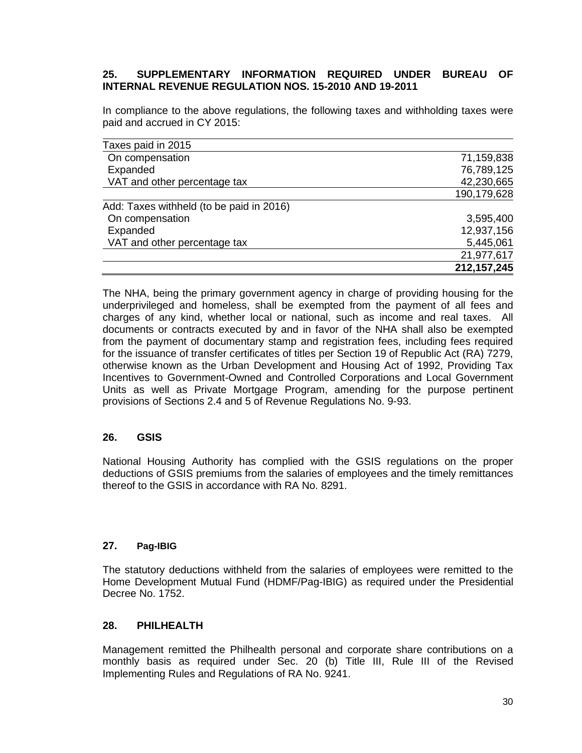## 25. SUPPLEMENTARY INFORMATION REQUIRED UNDER BUREAU OF INTERNAL REVENUE REGULATION NOS. 15-2010 AND 19-2011

In compliance to the above regulations, the following taxes and withholding taxes were paid and accrued in CY 2015:

| | |
|---|---:|
| Taxes paid in 2015 | |
| On compensation | 71,159,838 |
| Expanded | 76,789,125 |
| VAT and other percentage tax | 42,230,665 |
| | 190,179,628 |
| Add: Taxes withheld (to be paid in 2016) | |
| On compensation | 3,595,400 |
| Expanded | 12,937,156 |
| VAT and other percentage tax | 5,445,061 |
| | 21,977,617 |
| | **212,157,245** |

The NHA, being the primary government agency in charge of providing housing for the underprivileged and homeless, shall be exempted from the payment of all fees and charges of any kind, whether local or national, such as income and real taxes. All documents or contracts executed by and in favor of the NHA shall also be exempted from the payment of documentary stamp and registration fees, including fees required for the issuance of transfer certificates of titles per Section 19 of Republic Act (RA) 7279, otherwise known as the Urban Development and Housing Act of 1992, Providing Tax Incentives to Government-Owned and Controlled Corporations and Local Government Units as well as Private Mortgage Program, amending for the purpose pertinent provisions of Sections 2.4 and 5 of Revenue Regulations No. 9-93.

## 26. GSIS

National Housing Authority has complied with the GSIS regulations on the proper deductions of GSIS premiums from the salaries of employees and the timely remittances thereof to the GSIS in accordance with RA No. 8291.

## 27. Pag-IBIG

The statutory deductions withheld from the salaries of employees were remitted to the Home Development Mutual Fund (HDMF/Pag-IBIG) as required under the Presidential Decree No. 1752.

## 28. PHILHEALTH

Management remitted the Philhealth personal and corporate share contributions on a monthly basis as required under Sec. 20 (b) Title III, Rule III of the Revised Implementing Rules and Regulations of RA No. 9241.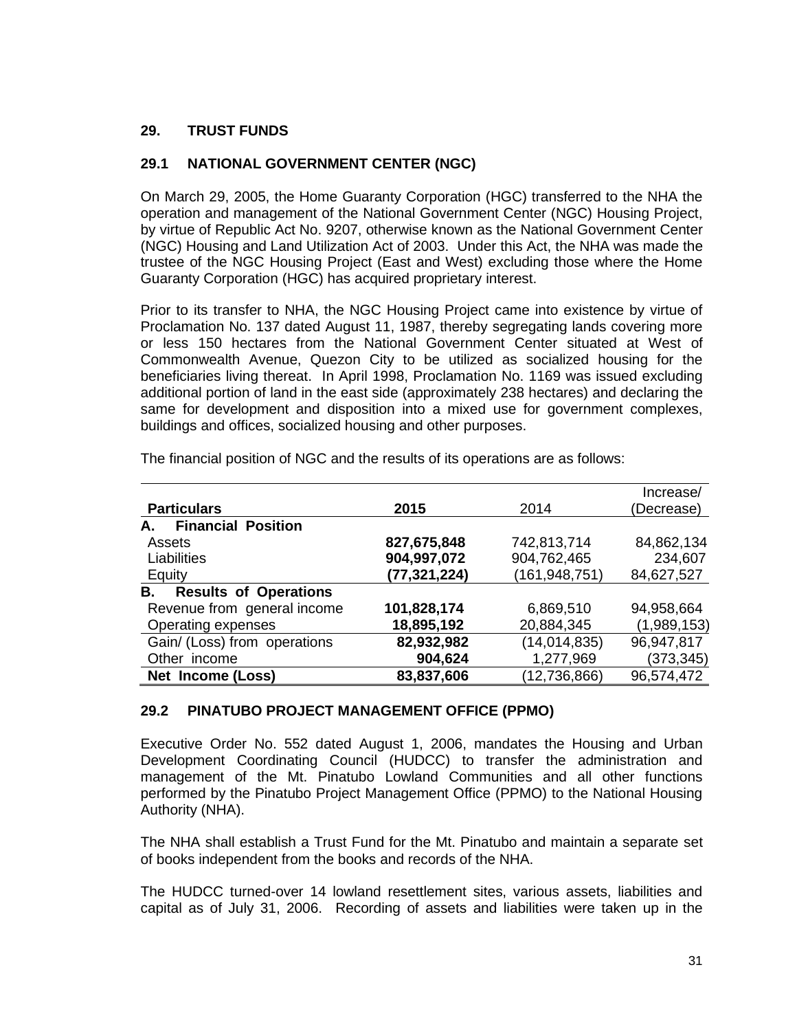## 29. TRUST FUNDS

### 29.1 NATIONAL GOVERNMENT CENTER (NGC)

On March 29, 2005, the Home Guaranty Corporation (HGC) transferred to the NHA the operation and management of the National Government Center (NGC) Housing Project, by virtue of Republic Act No. 9207, otherwise known as the National Government Center (NGC) Housing and Land Utilization Act of 2003. Under this Act, the NHA was made the trustee of the NGC Housing Project (East and West) excluding those where the Home Guaranty Corporation (HGC) has acquired proprietary interest.

Prior to its transfer to NHA, the NGC Housing Project came into existence by virtue of Proclamation No. 137 dated August 11, 1987, thereby segregating lands covering more or less 150 hectares from the National Government Center situated at West of Commonwealth Avenue, Quezon City to be utilized as socialized housing for the beneficiaries living thereat. In April 1998, Proclamation No. 1169 was issued excluding additional portion of land in the east side (approximately 238 hectares) and declaring the same for development and disposition into a mixed use for government complexes, buildings and offices, socialized housing and other purposes.

The financial position of NGC and the results of its operations are as follows:

| Particulars | 2015 | 2014 | Increase/ (Decrease) |
|---|---|---|---|
| **A. Financial Position** | | | |
| Assets | **827,675,848** | 742,813,714 | 84,862,134 |
| Liabilities | **904,997,072** | 904,762,465 | 234,607 |
| Equity | **(77,321,224)** | (161,948,751) | 84,627,527 |
| **B. Results of Operations** | | | |
| Revenue from general income | **101,828,174** | 6,869,510 | 94,958,664 |
| Operating expenses | **18,895,192** | 20,884,345 | (1,989,153) |
| Gain/ (Loss) from operations | **82,932,982** | (14,014,835) | 96,947,817 |
| Other income | **904,624** | 1,277,969 | (373,345) |
| **Net Income (Loss)** | **83,837,606** | (12,736,866) | 96,574,472 |

### 29.2 PINATUBO PROJECT MANAGEMENT OFFICE (PPMO)

Executive Order No. 552 dated August 1, 2006, mandates the Housing and Urban Development Coordinating Council (HUDCC) to transfer the administration and management of the Mt. Pinatubo Lowland Communities and all other functions performed by the Pinatubo Project Management Office (PPMO) to the National Housing Authority (NHA).

The NHA shall establish a Trust Fund for the Mt. Pinatubo and maintain a separate set of books independent from the books and records of the NHA.

The HUDCC turned-over 14 lowland resettlement sites, various assets, liabilities and capital as of July 31, 2006. Recording of assets and liabilities were taken up in the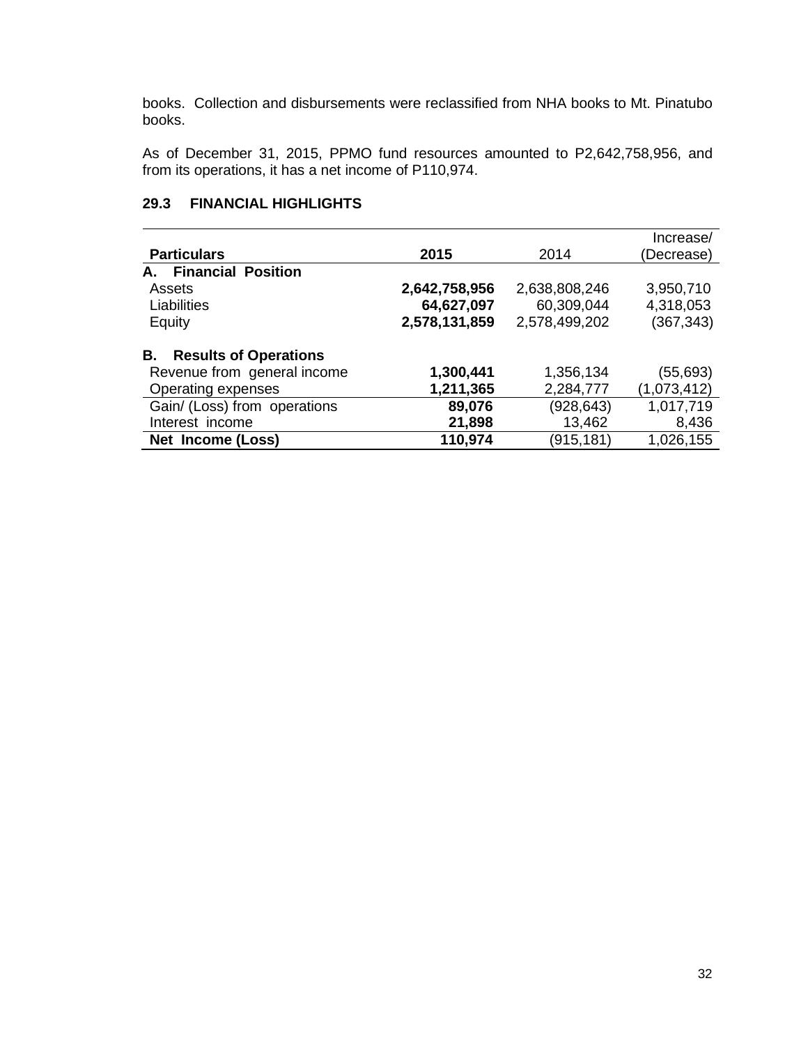books. Collection and disbursements were reclassified from NHA books to Mt. Pinatubo books.

As of December 31, 2015, PPMO fund resources amounted to P2,642,758,956, and from its operations, it has a net income of P110,974.

## 29.3 FINANCIAL HIGHLIGHTS

| Particulars | 2015 | 2014 | Increase/ (Decrease) |
|---|---|---|---|
| **A. Financial Position** | | | |
| Assets | **2,642,758,956** | 2,638,808,246 | 3,950,710 |
| Liabilities | **64,627,097** | 60,309,044 | 4,318,053 |
| Equity | **2,578,131,859** | 2,578,499,202 | (367,343) |
| **B. Results of Operations** | | | |
| Revenue from general income | **1,300,441** | 1,356,134 | (55,693) |
| Operating expenses | **1,211,365** | 2,284,777 | (1,073,412) |
| Gain/ (Loss) from operations | **89,076** | (928,643) | 1,017,719 |
| Interest income | **21,898** | 13,462 | 8,436 |
| **Net Income (Loss)** | **110,974** | (915,181) | 1,026,155 |